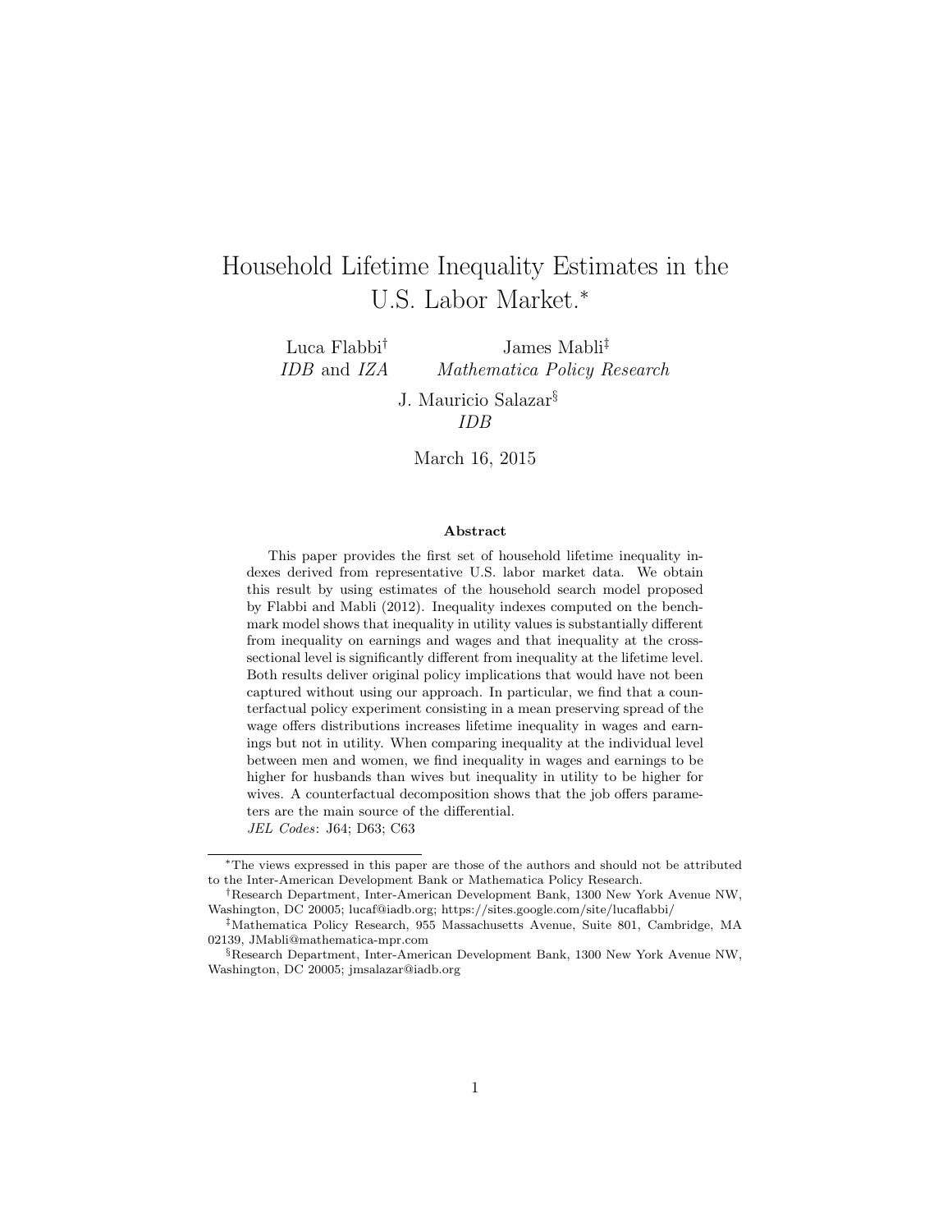# Household Lifetime Inequality Estimates in the U.S. Labor Market.[*]

Luca Flabbi[†]
*IDB* and *IZA*

James Mabli[‡]
*Mathematica Policy Research*

J. Mauricio Salazar[§]
*IDB*

March 16, 2015

### Abstract

This paper provides the first set of household lifetime inequality indexes derived from representative U.S. labor market data. We obtain this result by using estimates of the household search model proposed by Flabbi and Mabli (2012). Inequality indexes computed on the benchmark model shows that inequality in utility values is substantially different from inequality on earnings and wages and that inequality at the cross-sectional level is significantly different from inequality at the lifetime level. Both results deliver original policy implications that would have not been captured without using our approach. In particular, we find that a counterfactual policy experiment consisting in a mean preserving spread of the wage offers distributions increases lifetime inequality in wages and earnings but not in utility. When comparing inequality at the individual level between men and women, we find inequality in wages and earnings to be higher for husbands than wives but inequality in utility to be higher for wives. A counterfactual decomposition shows that the job offers parameters are the main source of the differential.

*JEL Codes*: J64; D63; C63

---

[*] The views expressed in this paper are those of the authors and should not be attributed to the Inter-American Development Bank or Mathematica Policy Research.

[†] Research Department, Inter-American Development Bank, 1300 New York Avenue NW, Washington, DC 20005; lucaf@iadb.org; https://sites.google.com/site/lucaflabbi/

[‡] Mathematica Policy Research, 955 Massachusetts Avenue, Suite 801, Cambridge, MA 02139, JMabli@mathematica-mpr.com

[§] Research Department, Inter-American Development Bank, 1300 New York Avenue NW, Washington, DC 20005; jmsalazar@iadb.org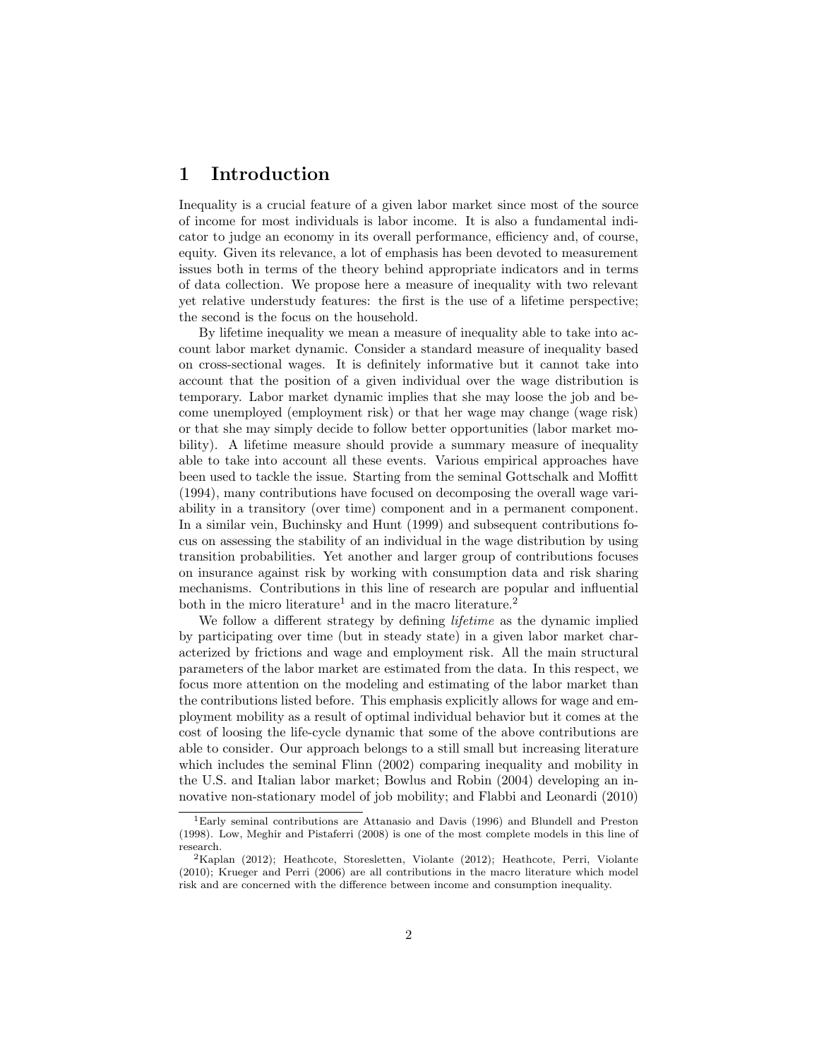# 1 Introduction

Inequality is a crucial feature of a given labor market since most of the source of income for most individuals is labor income. It is also a fundamental indicator to judge an economy in its overall performance, efficiency and, of course, equity. Given its relevance, a lot of emphasis has been devoted to measurement issues both in terms of the theory behind appropriate indicators and in terms of data collection. We propose here a measure of inequality with two relevant yet relative understudy features: the first is the use of a lifetime perspective; the second is the focus on the household.

By lifetime inequality we mean a measure of inequality able to take into account labor market dynamic. Consider a standard measure of inequality based on cross-sectional wages. It is definitely informative but it cannot take into account that the position of a given individual over the wage distribution is temporary. Labor market dynamic implies that she may loose the job and become unemployed (employment risk) or that her wage may change (wage risk) or that she may simply decide to follow better opportunities (labor market mobility). A lifetime measure should provide a summary measure of inequality able to take into account all these events. Various empirical approaches have been used to tackle the issue. Starting from the seminal Gottschalk and Moffitt (1994), many contributions have focused on decomposing the overall wage variability in a transitory (over time) component and in a permanent component. In a similar vein, Buchinsky and Hunt (1999) and subsequent contributions focus on assessing the stability of an individual in the wage distribution by using transition probabilities. Yet another and larger group of contributions focuses on insurance against risk by working with consumption data and risk sharing mechanisms. Contributions in this line of research are popular and influential both in the micro literature[1] and in the macro literature.[2]

We follow a different strategy by defining *lifetime* as the dynamic implied by participating over time (but in steady state) in a given labor market characterized by frictions and wage and employment risk. All the main structural parameters of the labor market are estimated from the data. In this respect, we focus more attention on the modeling and estimating of the labor market than the contributions listed before. This emphasis explicitly allows for wage and employment mobility as a result of optimal individual behavior but it comes at the cost of loosing the life-cycle dynamic that some of the above contributions are able to consider. Our approach belongs to a still small but increasing literature which includes the seminal Flinn (2002) comparing inequality and mobility in the U.S. and Italian labor market; Bowlus and Robin (2004) developing an innovative non-stationary model of job mobility; and Flabbi and Leonardi (2010)

[1] Early seminal contributions are Attanasio and Davis (1996) and Blundell and Preston (1998). Low, Meghir and Pistaferri (2008) is one of the most complete models in this line of research.

[2] Kaplan (2012); Heathcote, Storesletten, Violante (2012); Heathcote, Perri, Violante (2010); Krueger and Perri (2006) are all contributions in the macro literature which model risk and are concerned with the difference between income and consumption inequality.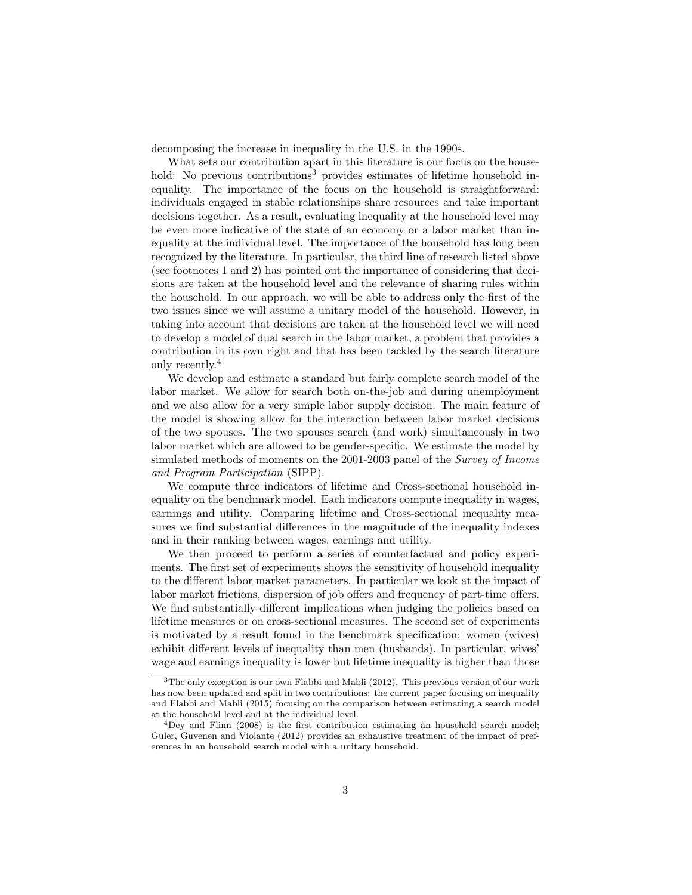decomposing the increase in inequality in the U.S. in the 1990s.

What sets our contribution apart in this literature is our focus on the household: No previous contributions[3] provides estimates of lifetime household inequality. The importance of the focus on the household is straightforward: individuals engaged in stable relationships share resources and take important decisions together. As a result, evaluating inequality at the household level may be even more indicative of the state of an economy or a labor market than inequality at the individual level. The importance of the household has long been recognized by the literature. In particular, the third line of research listed above (see footnotes 1 and 2) has pointed out the importance of considering that decisions are taken at the household level and the relevance of sharing rules within the household. In our approach, we will be able to address only the first of the two issues since we will assume a unitary model of the household. However, in taking into account that decisions are taken at the household level we will need to develop a model of dual search in the labor market, a problem that provides a contribution in its own right and that has been tackled by the search literature only recently.[4]

We develop and estimate a standard but fairly complete search model of the labor market. We allow for search both on-the-job and during unemployment and we also allow for a very simple labor supply decision. The main feature of the model is showing allow for the interaction between labor market decisions of the two spouses. The two spouses search (and work) simultaneously in two labor market which are allowed to be gender-specific. We estimate the model by simulated methods of moments on the 2001-2003 panel of the *Survey of Income and Program Participation* (SIPP).

We compute three indicators of lifetime and Cross-sectional household inequality on the benchmark model. Each indicators compute inequality in wages, earnings and utility. Comparing lifetime and Cross-sectional inequality measures we find substantial differences in the magnitude of the inequality indexes and in their ranking between wages, earnings and utility.

We then proceed to perform a series of counterfactual and policy experiments. The first set of experiments shows the sensitivity of household inequality to the different labor market parameters. In particular we look at the impact of labor market frictions, dispersion of job offers and frequency of part-time offers. We find substantially different implications when judging the policies based on lifetime measures or on cross-sectional measures. The second set of experiments is motivated by a result found in the benchmark specification: women (wives) exhibit different levels of inequality than men (husbands). In particular, wives' wage and earnings inequality is lower but lifetime inequality is higher than those

---

[3] The only exception is our own Flabbi and Mabli (2012). This previous version of our work has now been updated and split in two contributions: the current paper focusing on inequality and Flabbi and Mabli (2015) focusing on the comparison between estimating a search model at the household level and at the individual level.

[4] Dey and Flinn (2008) is the first contribution estimating an household search model; Guler, Guvenen and Violante (2012) provides an exhaustive treatment of the impact of preferences in an household search model with a unitary household.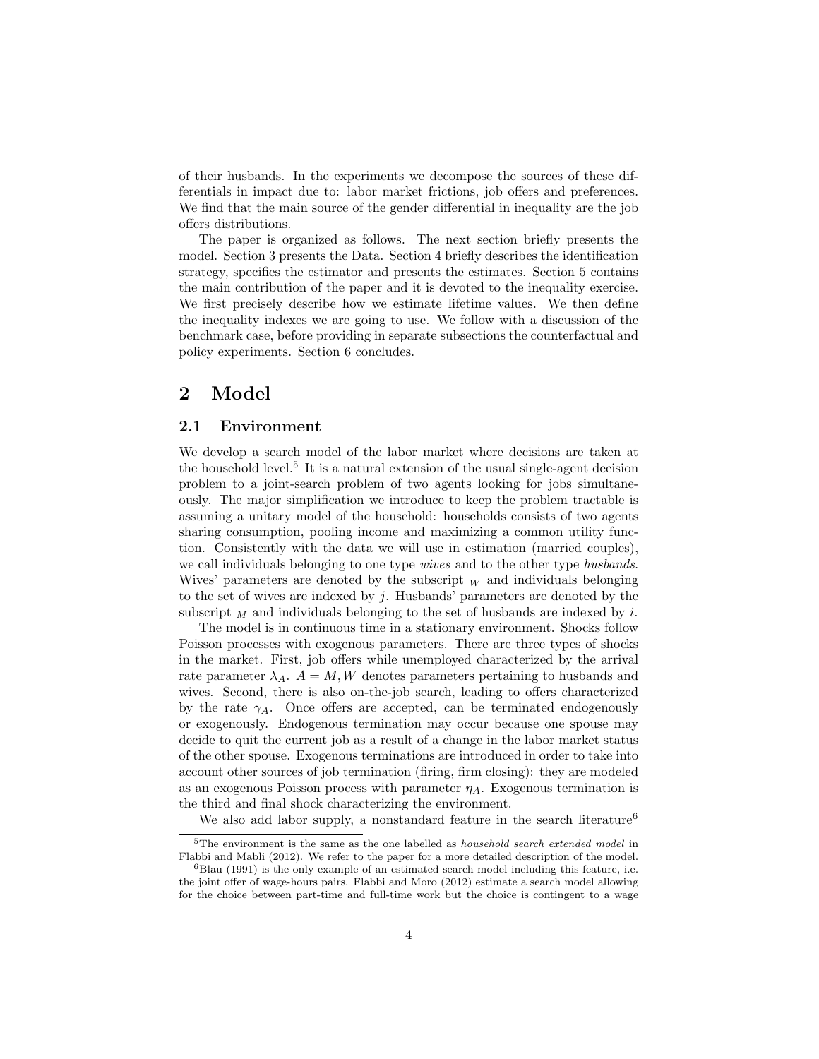of their husbands. In the experiments we decompose the sources of these differentials in impact due to: labor market frictions, job offers and preferences. We find that the main source of the gender differential in inequality are the job offers distributions.

The paper is organized as follows. The next section briefly presents the model. Section 3 presents the Data. Section 4 briefly describes the identification strategy, specifies the estimator and presents the estimates. Section 5 contains the main contribution of the paper and it is devoted to the inequality exercise. We first precisely describe how we estimate lifetime values. We then define the inequality indexes we are going to use. We follow with a discussion of the benchmark case, before providing in separate subsections the counterfactual and policy experiments. Section 6 concludes.

# 2 Model

## 2.1 Environment

We develop a search model of the labor market where decisions are taken at the household level.[5] It is a natural extension of the usual single-agent decision problem to a joint-search problem of two agents looking for jobs simultaneously. The major simplification we introduce to keep the problem tractable is assuming a unitary model of the household: households consists of two agents sharing consumption, pooling income and maximizing a common utility function. Consistently with the data we will use in estimation (married couples), we call individuals belonging to one type *wives* and to the other type *husbands*. Wives' parameters are denoted by the subscript $_W$ and individuals belonging to the set of wives are indexed by $j$. Husbands' parameters are denoted by the subscript $_M$ and individuals belonging to the set of husbands are indexed by $i$.

The model is in continuous time in a stationary environment. Shocks follow Poisson processes with exogenous parameters. There are three types of shocks in the market. First, job offers while unemployed characterized by the arrival rate parameter $\lambda_A$. $A = M, W$ denotes parameters pertaining to husbands and wives. Second, there is also on-the-job search, leading to offers characterized by the rate $\gamma_A$. Once offers are accepted, can be terminated endogenously or exogenously. Endogenous termination may occur because one spouse may decide to quit the current job as a result of a change in the labor market status of the other spouse. Exogenous terminations are introduced in order to take into account other sources of job termination (firing, firm closing): they are modeled as an exogenous Poisson process with parameter $\eta_A$. Exogenous termination is the third and final shock characterizing the environment.

We also add labor supply, a nonstandard feature in the search literature[6]

[5] The environment is the same as the one labelled as *household search extended model* in Flabbi and Mabli (2012). We refer to the paper for a more detailed description of the model.

[6] Blau (1991) is the only example of an estimated search model including this feature, i.e. the joint offer of wage-hours pairs. Flabbi and Moro (2012) estimate a search model allowing for the choice between part-time and full-time work but the choice is contingent to a wage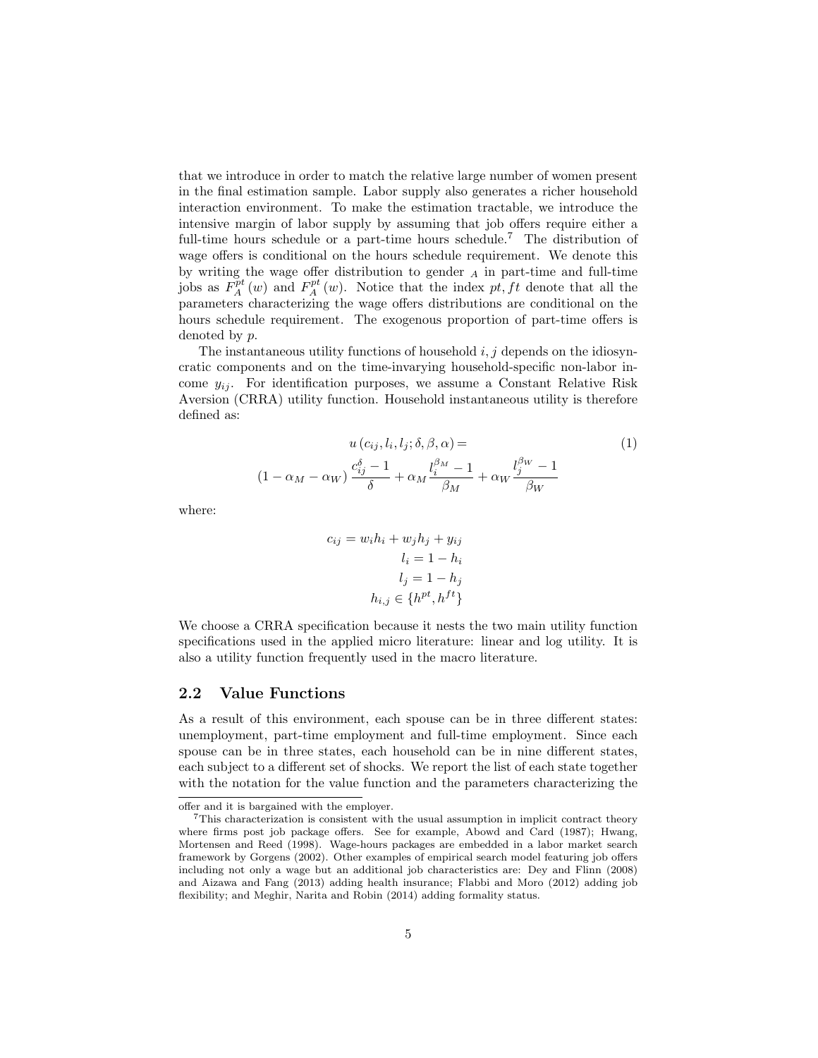that we introduce in order to match the relative large number of women present in the final estimation sample. Labor supply also generates a richer household interaction environment. To make the estimation tractable, we introduce the intensive margin of labor supply by assuming that job offers require either a full-time hours schedule or a part-time hours schedule.[7] The distribution of wage offers is conditional on the hours schedule requirement. We denote this by writing the wage offer distribution to gender $_A$ in part-time and full-time jobs as $F_A^{pt}(w)$ and $F_A^{pt}(w)$. Notice that the index $pt, ft$ denote that all the parameters characterizing the wage offers distributions are conditional on the hours schedule requirement. The exogenous proportion of part-time offers is denoted by $p$.

The instantaneous utility functions of household $i, j$ depends on the idiosyncratic components and on the time-invarying household-specific non-labor income $y_{ij}$. For identification purposes, we assume a Constant Relative Risk Aversion (CRRA) utility function. Household instantaneous utility is therefore defined as:

$$u(c_{ij}, l_i, l_j; \delta, \beta, \alpha) = \tag{1}$$
$$(1 - \alpha_M - \alpha_W) \frac{c_{ij}^{\delta} - 1}{\delta} + \alpha_M \frac{l_i^{\beta_M} - 1}{\beta_M} + \alpha_W \frac{l_j^{\beta_W} - 1}{\beta_W}$$

where:

$$\begin{aligned} c_{ij} &= w_i h_i + w_j h_j + y_{ij} \\ l_i &= 1 - h_i \\ l_j &= 1 - h_j \\ h_{i,j} &\in \{h^{pt}, h^{ft}\} \end{aligned}$$

We choose a CRRA specification because it nests the two main utility function specifications used in the applied micro literature: linear and log utility. It is also a utility function frequently used in the macro literature.

## 2.2 Value Functions

As a result of this environment, each spouse can be in three different states: unemployment, part-time employment and full-time employment. Since each spouse can be in three states, each household can be in nine different states, each subject to a different set of shocks. We report the list of each state together with the notation for the value function and the parameters characterizing the

---

offer and it is bargained with the employer.

[7] This characterization is consistent with the usual assumption in implicit contract theory where firms post job package offers. See for example, Abowd and Card (1987); Hwang, Mortensen and Reed (1998). Wage-hours packages are embedded in a labor market search framework by Gorgens (2002). Other examples of empirical search model featuring job offers including not only a wage but an additional job characteristics are: Dey and Flinn (2008) and Aizawa and Fang (2013) adding health insurance; Flabbi and Moro (2012) adding job flexibility; and Meghir, Narita and Robin (2014) adding formality status.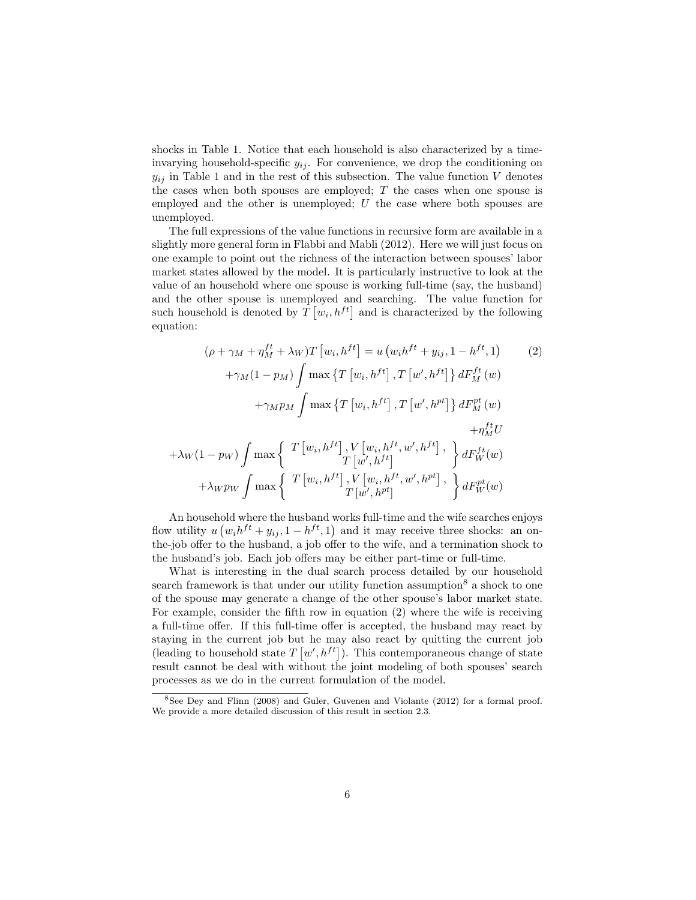shocks in Table 1. Notice that each household is also characterized by a time-invarying household-specific $y_{ij}$. For convenience, we drop the conditioning on $y_{ij}$ in Table 1 and in the rest of this subsection. The value function $V$ denotes the cases when both spouses are employed; $T$ the cases when one spouse is employed and the other is unemployed; $U$ the case where both spouses are unemployed.

The full expressions of the value functions in recursive form are available in a slightly more general form in Flabbi and Mabli (2012). Here we will just focus on one example to point out the richness of the interaction between spouses' labor market states allowed by the model. It is particularly instructive to look at the value of an household where one spouse is working full-time (say, the husband) and the other spouse is unemployed and searching. The value function for such household is denoted by $T\left[w_i, h^{ft}\right]$ and is characterized by the following equation:

$$
\begin{aligned}
(\rho + \gamma_M + \eta_M^{ft} + \lambda_W) T\left[w_i, h^{ft}\right] &= u\left(w_i h^{ft} + y_{ij}, 1 - h^{ft}, 1\right) \qquad (2) \\
&+ \gamma_M (1 - p_M) \int \max\left\{T\left[w_i, h^{ft}\right], T\left[w', h^{ft}\right]\right\} dF_M^{ft}(w) \\
&+ \gamma_M p_M \int \max\left\{T\left[w_i, h^{ft}\right], T\left[w', h^{pt}\right]\right\} dF_M^{pt}(w) \\
&+ \eta_M^{ft} U \\
+ \lambda_W (1 - p_W) &\int \max\left\{ \begin{array}{c} T\left[w_i, h^{ft}\right], V\left[w_i, h^{ft}, w', h^{ft}\right], \\ T\left[w', h^{ft}\right] \end{array} \right\} dF_W^{ft}(w) \\
+ \lambda_W p_W &\int \max\left\{ \begin{array}{c} T\left[w_i, h^{ft}\right], V\left[w_i, h^{ft}, w', h^{pt}\right], \\ T\left[w', h^{pt}\right] \end{array} \right\} dF_W^{pt}(w)
\end{aligned}
$$

An household where the husband works full-time and the wife searches enjoys flow utility $u\left(w_i h^{ft} + y_{ij}, 1 - h^{ft}, 1\right)$ and it may receive three shocks: an on-the-job offer to the husband, a job offer to the wife, and a termination shock to the husband's job. Each job offers may be either part-time or full-time.

What is interesting in the dual search process detailed by our household search framework is that under our utility function assumption[8] a shock to one of the spouse may generate a change of the other spouse's labor market state. For example, consider the fifth row in equation (2) where the wife is receiving a full-time offer. If this full-time offer is accepted, the husband may react by staying in the current job but he may also react by quitting the current job (leading to household state $T\left[w', h^{ft}\right]$). This contemporaneous change of state result cannot be deal with without the joint modeling of both spouses' search processes as we do in the current formulation of the model.

[8] See Dey and Flinn (2008) and Guler, Guvenen and Violante (2012) for a formal proof. We provide a more detailed discussion of this result in section 2.3.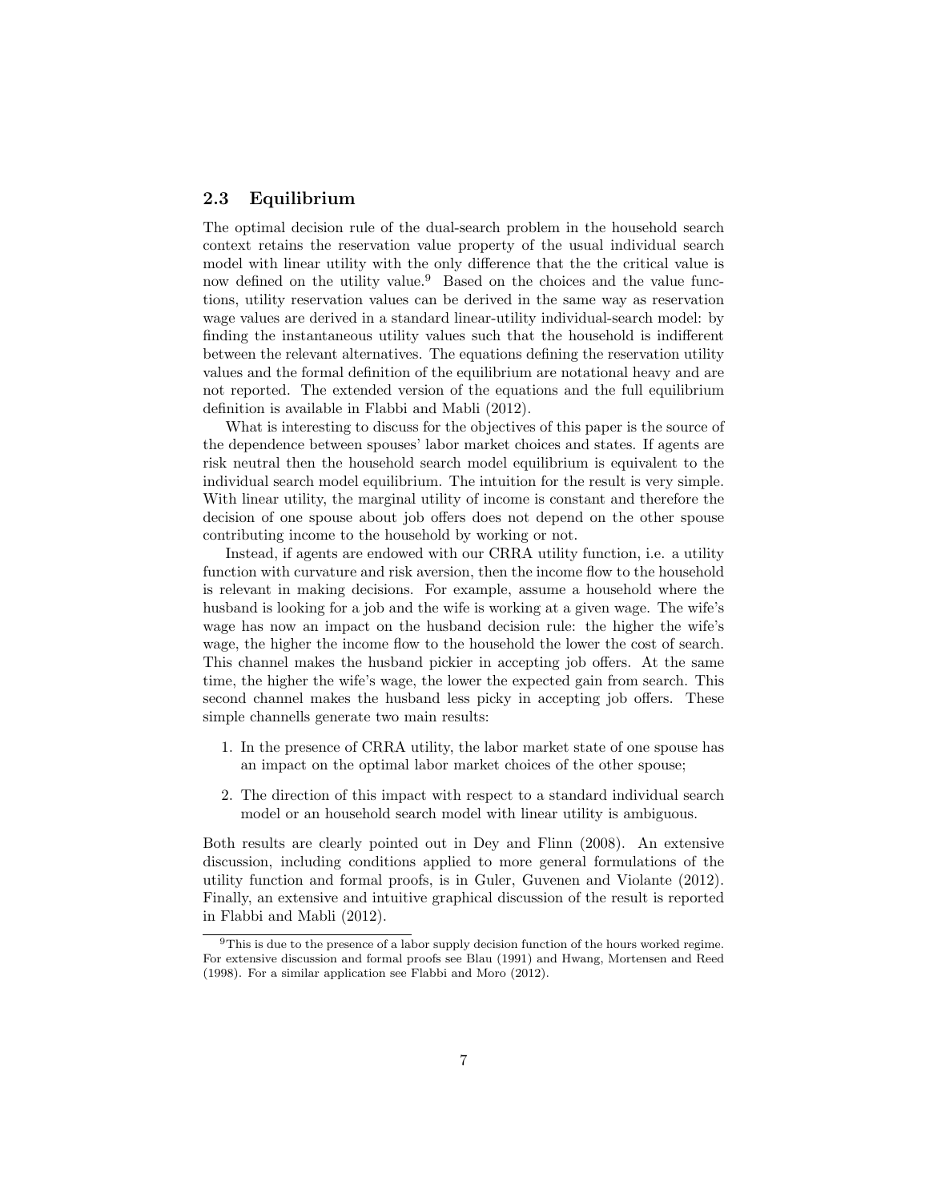### 2.3 Equilibrium

The optimal decision rule of the dual-search problem in the household search context retains the reservation value property of the usual individual search model with linear utility with the only difference that the the critical value is now defined on the utility value.[9] Based on the choices and the value functions, utility reservation values can be derived in the same way as reservation wage values are derived in a standard linear-utility individual-search model: by finding the instantaneous utility values such that the household is indifferent between the relevant alternatives. The equations defining the reservation utility values and the formal definition of the equilibrium are notational heavy and are not reported. The extended version of the equations and the full equilibrium definition is available in Flabbi and Mabli (2012).

What is interesting to discuss for the objectives of this paper is the source of the dependence between spouses' labor market choices and states. If agents are risk neutral then the household search model equilibrium is equivalent to the individual search model equilibrium. The intuition for the result is very simple. With linear utility, the marginal utility of income is constant and therefore the decision of one spouse about job offers does not depend on the other spouse contributing income to the household by working or not.

Instead, if agents are endowed with our CRRA utility function, i.e. a utility function with curvature and risk aversion, then the income flow to the household is relevant in making decisions. For example, assume a household where the husband is looking for a job and the wife is working at a given wage. The wife's wage has now an impact on the husband decision rule: the higher the wife's wage, the higher the income flow to the household the lower the cost of search. This channel makes the husband pickier in accepting job offers. At the same time, the higher the wife's wage, the lower the expected gain from search. This second channel makes the husband less picky in accepting job offers. These simple channells generate two main results:

1. In the presence of CRRA utility, the labor market state of one spouse has an impact on the optimal labor market choices of the other spouse;
2. The direction of this impact with respect to a standard individual search model or an household search model with linear utility is ambiguous.

Both results are clearly pointed out in Dey and Flinn (2008). An extensive discussion, including conditions applied to more general formulations of the utility function and formal proofs, is in Guler, Guvenen and Violante (2012). Finally, an extensive and intuitive graphical discussion of the result is reported in Flabbi and Mabli (2012).

[9] This is due to the presence of a labor supply decision function of the hours worked regime. For extensive discussion and formal proofs see Blau (1991) and Hwang, Mortensen and Reed (1998). For a similar application see Flabbi and Moro (2012).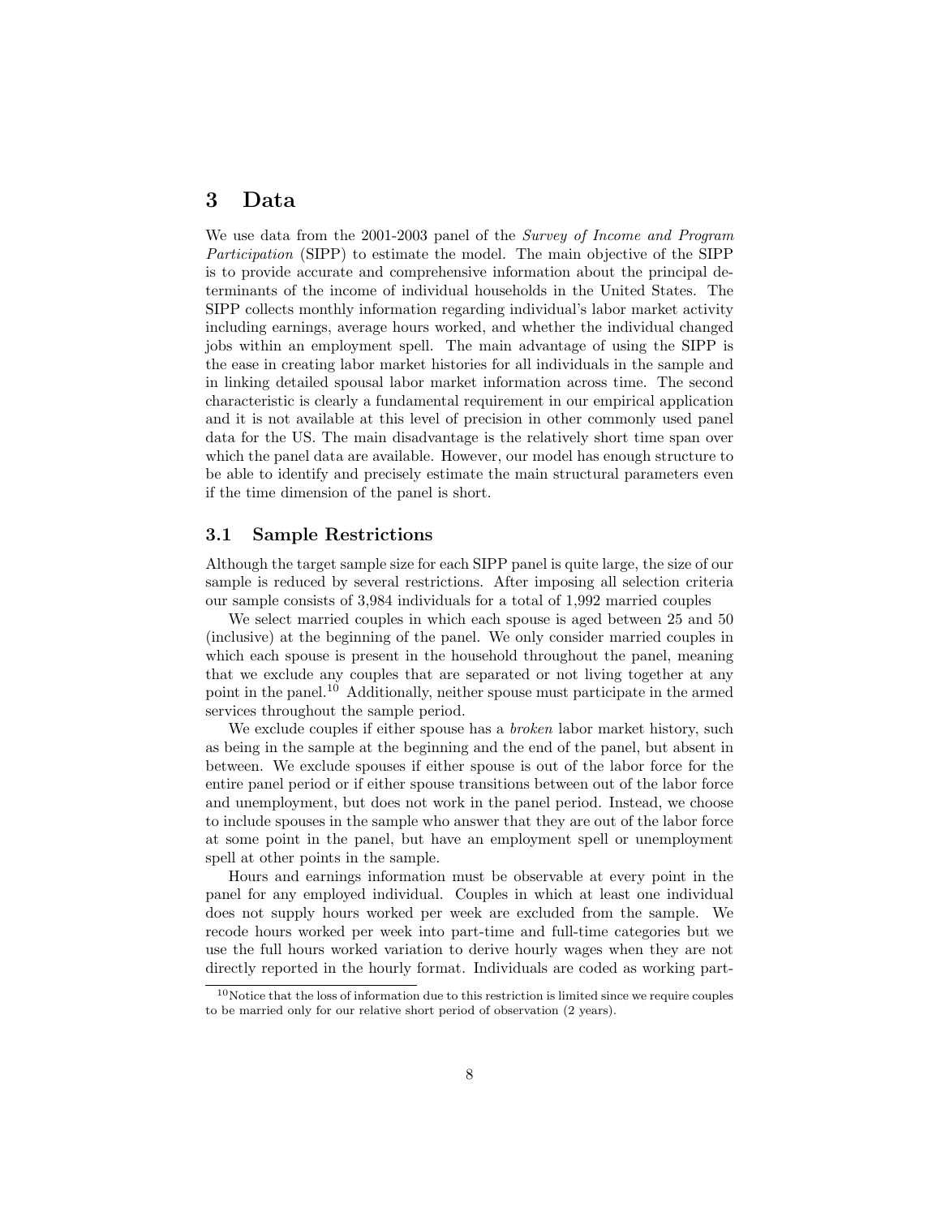# 3 Data

We use data from the 2001-2003 panel of the *Survey of Income and Program Participation* (SIPP) to estimate the model. The main objective of the SIPP is to provide accurate and comprehensive information about the principal determinants of the income of individual households in the United States. The SIPP collects monthly information regarding individual's labor market activity including earnings, average hours worked, and whether the individual changed jobs within an employment spell. The main advantage of using the SIPP is the ease in creating labor market histories for all individuals in the sample and in linking detailed spousal labor market information across time. The second characteristic is clearly a fundamental requirement in our empirical application and it is not available at this level of precision in other commonly used panel data for the US. The main disadvantage is the relatively short time span over which the panel data are available. However, our model has enough structure to be able to identify and precisely estimate the main structural parameters even if the time dimension of the panel is short.

## 3.1 Sample Restrictions

Although the target sample size for each SIPP panel is quite large, the size of our sample is reduced by several restrictions. After imposing all selection criteria our sample consists of 3,984 individuals for a total of 1,992 married couples

We select married couples in which each spouse is aged between 25 and 50 (inclusive) at the beginning of the panel. We only consider married couples in which each spouse is present in the household throughout the panel, meaning that we exclude any couples that are separated or not living together at any point in the panel.[10] Additionally, neither spouse must participate in the armed services throughout the sample period.

We exclude couples if either spouse has a *broken* labor market history, such as being in the sample at the beginning and the end of the panel, but absent in between. We exclude spouses if either spouse is out of the labor force for the entire panel period or if either spouse transitions between out of the labor force and unemployment, but does not work in the panel period. Instead, we choose to include spouses in the sample who answer that they are out of the labor force at some point in the panel, but have an employment spell or unemployment spell at other points in the sample.

Hours and earnings information must be observable at every point in the panel for any employed individual. Couples in which at least one individual does not supply hours worked per week are excluded from the sample. We recode hours worked per week into part-time and full-time categories but we use the full hours worked variation to derive hourly wages when they are not directly reported in the hourly format. Individuals are coded as working part-

[10] Notice that the loss of information due to this restriction is limited since we require couples to be married only for our relative short period of observation (2 years).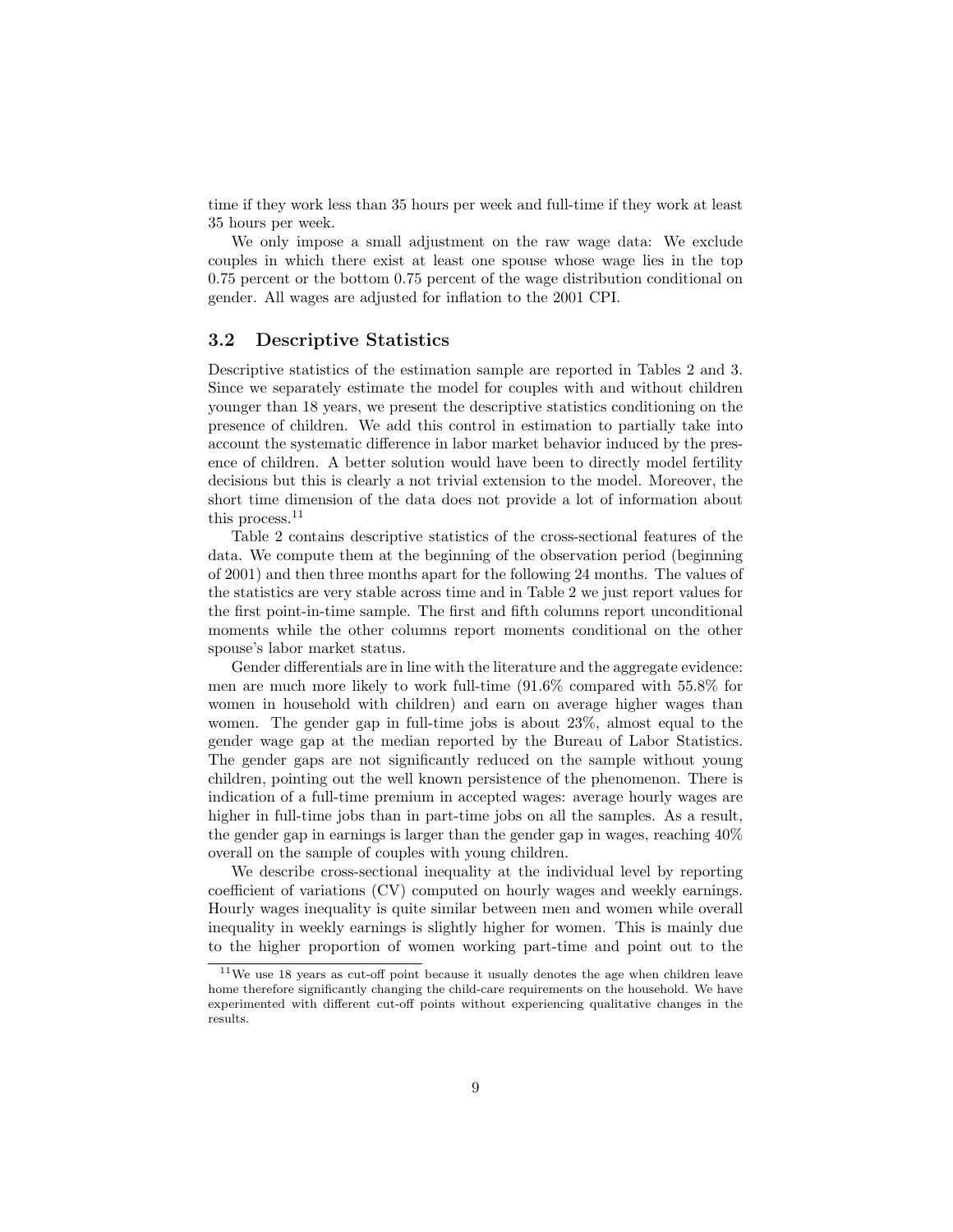time if they work less than 35 hours per week and full-time if they work at least 35 hours per week.

We only impose a small adjustment on the raw wage data: We exclude couples in which there exist at least one spouse whose wage lies in the top 0.75 percent or the bottom 0.75 percent of the wage distribution conditional on gender. All wages are adjusted for inflation to the 2001 CPI.

### 3.2 Descriptive Statistics

Descriptive statistics of the estimation sample are reported in Tables 2 and 3. Since we separately estimate the model for couples with and without children younger than 18 years, we present the descriptive statistics conditioning on the presence of children. We add this control in estimation to partially take into account the systematic difference in labor market behavior induced by the presence of children. A better solution would have been to directly model fertility decisions but this is clearly a not trivial extension to the model. Moreover, the short time dimension of the data does not provide a lot of information about this process.[11]

Table 2 contains descriptive statistics of the cross-sectional features of the data. We compute them at the beginning of the observation period (beginning of 2001) and then three months apart for the following 24 months. The values of the statistics are very stable across time and in Table 2 we just report values for the first point-in-time sample. The first and fifth columns report unconditional moments while the other columns report moments conditional on the other spouse's labor market status.

Gender differentials are in line with the literature and the aggregate evidence: men are much more likely to work full-time (91.6% compared with 55.8% for women in household with children) and earn on average higher wages than women. The gender gap in full-time jobs is about 23%, almost equal to the gender wage gap at the median reported by the Bureau of Labor Statistics. The gender gaps are not significantly reduced on the sample without young children, pointing out the well known persistence of the phenomenon. There is indication of a full-time premium in accepted wages: average hourly wages are higher in full-time jobs than in part-time jobs on all the samples. As a result, the gender gap in earnings is larger than the gender gap in wages, reaching 40% overall on the sample of couples with young children.

We describe cross-sectional inequality at the individual level by reporting coefficient of variations (CV) computed on hourly wages and weekly earnings. Hourly wages inequality is quite similar between men and women while overall inequality in weekly earnings is slightly higher for women. This is mainly due to the higher proportion of women working part-time and point out to the

[11] We use 18 years as cut-off point because it usually denotes the age when children leave home therefore significantly changing the child-care requirements on the household. We have experimented with different cut-off points without experiencing qualitative changes in the results.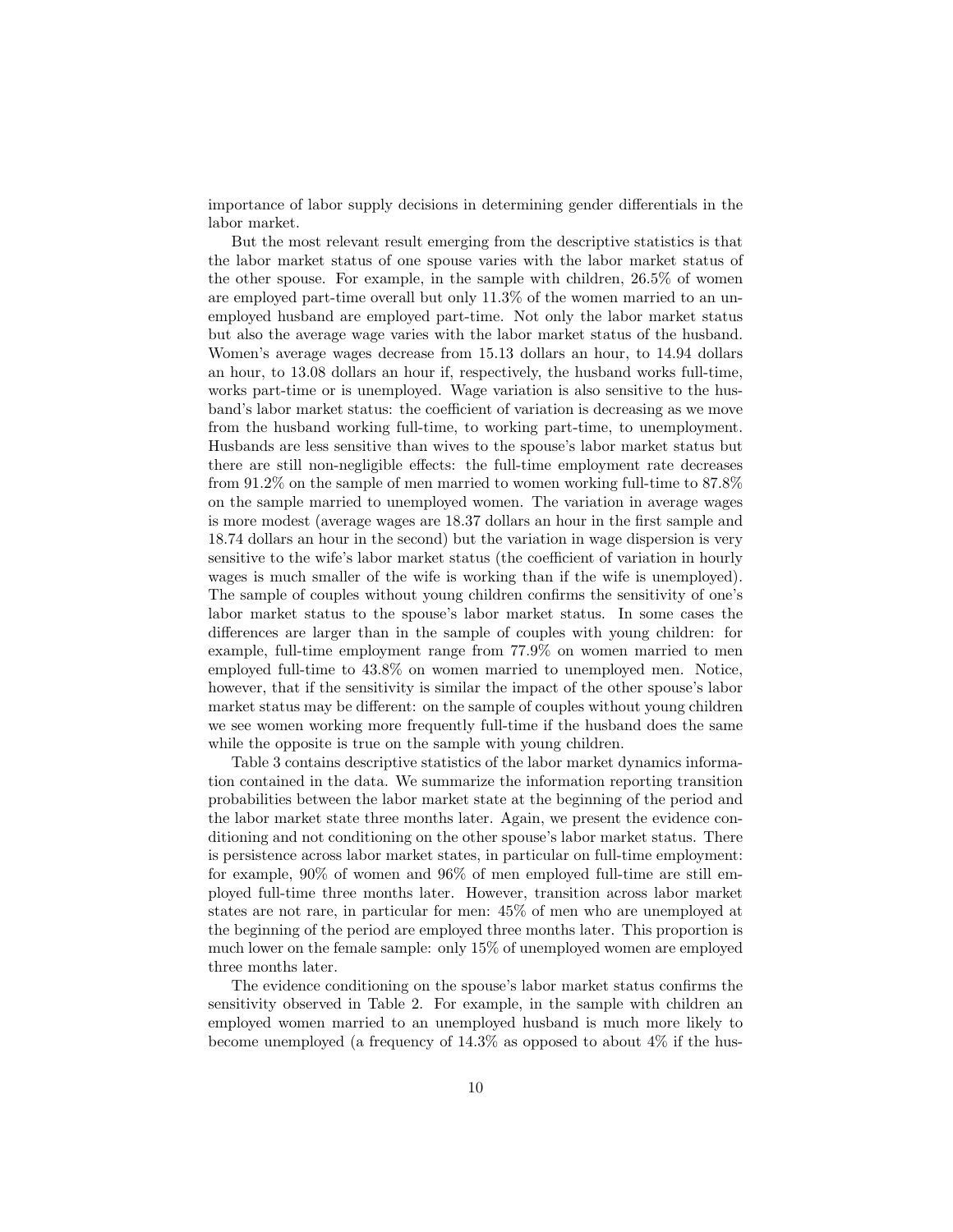importance of labor supply decisions in determining gender differentials in the labor market.

But the most relevant result emerging from the descriptive statistics is that the labor market status of one spouse varies with the labor market status of the other spouse. For example, in the sample with children, 26.5% of women are employed part-time overall but only 11.3% of the women married to an unemployed husband are employed part-time. Not only the labor market status but also the average wage varies with the labor market status of the husband. Women's average wages decrease from 15.13 dollars an hour, to 14.94 dollars an hour, to 13.08 dollars an hour if, respectively, the husband works full-time, works part-time or is unemployed. Wage variation is also sensitive to the husband's labor market status: the coefficient of variation is decreasing as we move from the husband working full-time, to working part-time, to unemployment. Husbands are less sensitive than wives to the spouse's labor market status but there are still non-negligible effects: the full-time employment rate decreases from 91.2% on the sample of men married to women working full-time to 87.8% on the sample married to unemployed women. The variation in average wages is more modest (average wages are 18.37 dollars an hour in the first sample and 18.74 dollars an hour in the second) but the variation in wage dispersion is very sensitive to the wife's labor market status (the coefficient of variation in hourly wages is much smaller of the wife is working than if the wife is unemployed). The sample of couples without young children confirms the sensitivity of one's labor market status to the spouse's labor market status. In some cases the differences are larger than in the sample of couples with young children: for example, full-time employment range from 77.9% on women married to men employed full-time to 43.8% on women married to unemployed men. Notice, however, that if the sensitivity is similar the impact of the other spouse's labor market status may be different: on the sample of couples without young children we see women working more frequently full-time if the husband does the same while the opposite is true on the sample with young children.

Table 3 contains descriptive statistics of the labor market dynamics information contained in the data. We summarize the information reporting transition probabilities between the labor market state at the beginning of the period and the labor market state three months later. Again, we present the evidence conditioning and not conditioning on the other spouse's labor market status. There is persistence across labor market states, in particular on full-time employment: for example, 90% of women and 96% of men employed full-time are still employed full-time three months later. However, transition across labor market states are not rare, in particular for men: 45% of men who are unemployed at the beginning of the period are employed three months later. This proportion is much lower on the female sample: only 15% of unemployed women are employed three months later.

The evidence conditioning on the spouse's labor market status confirms the sensitivity observed in Table 2. For example, in the sample with children an employed women married to an unemployed husband is much more likely to become unemployed (a frequency of 14.3% as opposed to about 4% if the hus-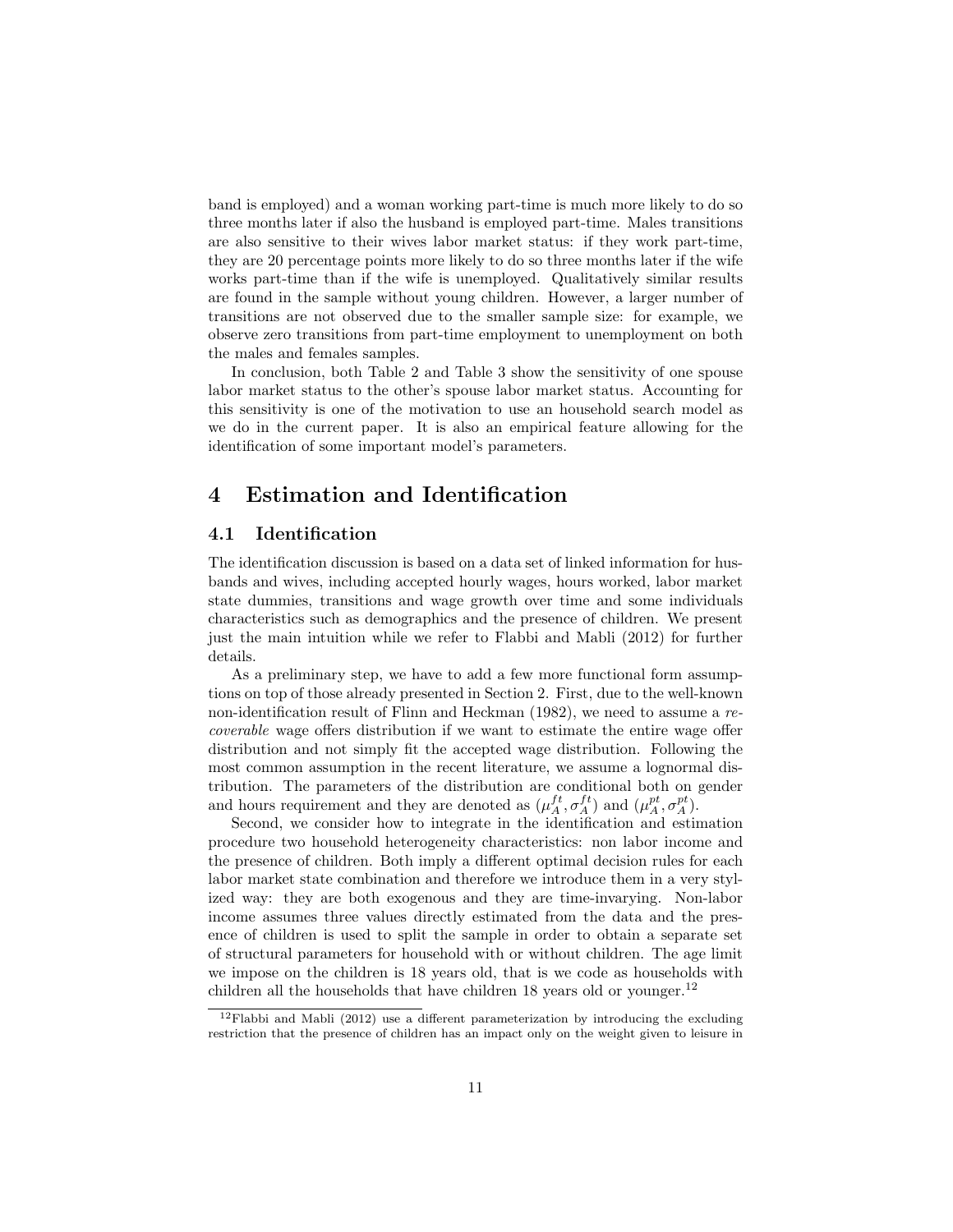band is employed) and a woman working part-time is much more likely to do so three months later if also the husband is employed part-time. Males transitions are also sensitive to their wives labor market status: if they work part-time, they are 20 percentage points more likely to do so three months later if the wife works part-time than if the wife is unemployed. Qualitatively similar results are found in the sample without young children. However, a larger number of transitions are not observed due to the smaller sample size: for example, we observe zero transitions from part-time employment to unemployment on both the males and females samples.

In conclusion, both Table 2 and Table 3 show the sensitivity of one spouse labor market status to the other's spouse labor market status. Accounting for this sensitivity is one of the motivation to use an household search model as we do in the current paper. It is also an empirical feature allowing for the identification of some important model's parameters.

# 4 Estimation and Identification

## 4.1 Identification

The identification discussion is based on a data set of linked information for husbands and wives, including accepted hourly wages, hours worked, labor market state dummies, transitions and wage growth over time and some individuals characteristics such as demographics and the presence of children. We present just the main intuition while we refer to Flabbi and Mabli (2012) for further details.

As a preliminary step, we have to add a few more functional form assumptions on top of those already presented in Section 2. First, due to the well-known non-identification result of Flinn and Heckman (1982), we need to assume a *recoverable* wage offers distribution if we want to estimate the entire wage offer distribution and not simply fit the accepted wage distribution. Following the most common assumption in the recent literature, we assume a lognormal distribution. The parameters of the distribution are conditional both on gender and hours requirement and they are denoted as $(\mu_A^{ft}, \sigma_A^{ft})$ and $(\mu_A^{pt}, \sigma_A^{pt})$.

Second, we consider how to integrate in the identification and estimation procedure two household heterogeneity characteristics: non labor income and the presence of children. Both imply a different optimal decision rules for each labor market state combination and therefore we introduce them in a very stylized way: they are both exogenous and they are time-invarying. Non-labor income assumes three values directly estimated from the data and the presence of children is used to split the sample in order to obtain a separate set of structural parameters for household with or without children. The age limit we impose on the children is 18 years old, that is we code as households with children all the households that have children 18 years old or younger.[12]

[12] Flabbi and Mabli (2012) use a different parameterization by introducing the excluding restriction that the presence of children has an impact only on the weight given to leisure in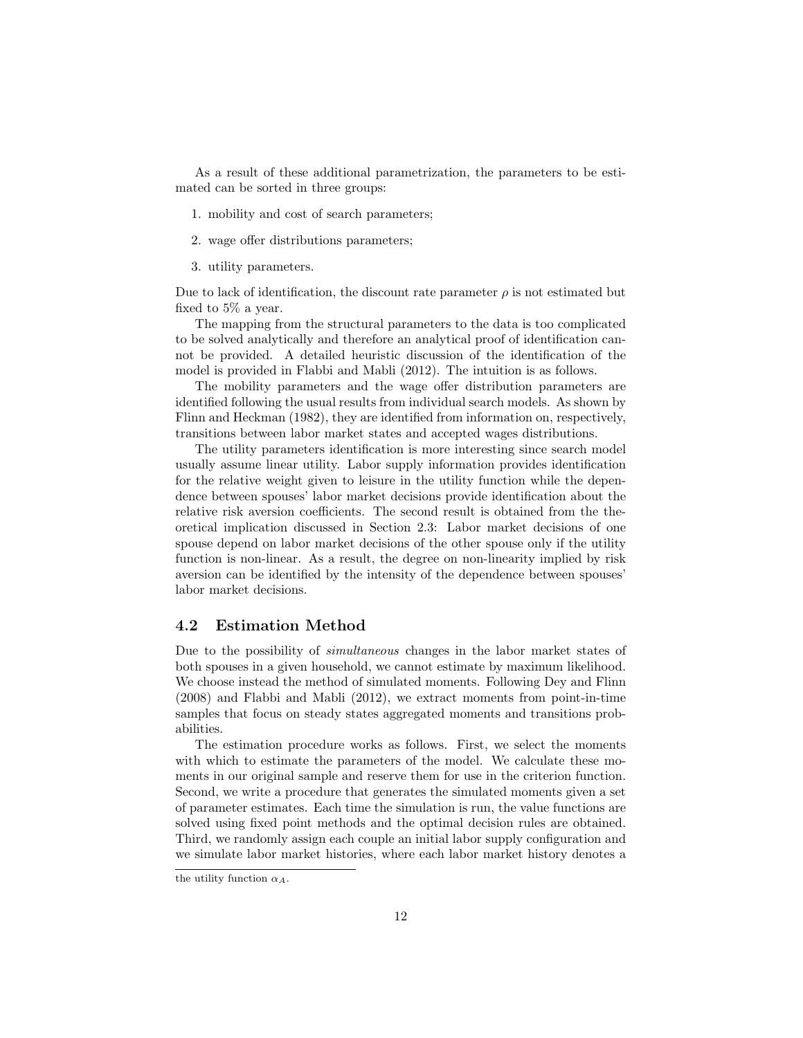As a result of these additional parametrization, the parameters to be estimated can be sorted in three groups:

1. mobility and cost of search parameters;
2. wage offer distributions parameters;
3. utility parameters.

Due to lack of identification, the discount rate parameter $\rho$ is not estimated but fixed to 5% a year.

The mapping from the structural parameters to the data is too complicated to be solved analytically and therefore an analytical proof of identification cannot be provided. A detailed heuristic discussion of the identification of the model is provided in Flabbi and Mabli (2012). The intuition is as follows.

The mobility parameters and the wage offer distribution parameters are identified following the usual results from individual search models. As shown by Flinn and Heckman (1982), they are identified from information on, respectively, transitions between labor market states and accepted wages distributions.

The utility parameters identification is more interesting since search model usually assume linear utility. Labor supply information provides identification for the relative weight given to leisure in the utility function while the dependence between spouses' labor market decisions provide identification about the relative risk aversion coefficients. The second result is obtained from the theoretical implication discussed in Section 2.3: Labor market decisions of one spouse depend on labor market decisions of the other spouse only if the utility function is non-linear. As a result, the degree on non-linearity implied by risk aversion can be identified by the intensity of the dependence between spouses' labor market decisions.

## 4.2 Estimation Method

Due to the possibility of *simultaneous* changes in the labor market states of both spouses in a given household, we cannot estimate by maximum likelihood. We choose instead the method of simulated moments. Following Dey and Flinn (2008) and Flabbi and Mabli (2012), we extract moments from point-in-time samples that focus on steady states aggregated moments and transitions probabilities.

The estimation procedure works as follows. First, we select the moments with which to estimate the parameters of the model. We calculate these moments in our original sample and reserve them for use in the criterion function. Second, we write a procedure that generates the simulated moments given a set of parameter estimates. Each time the simulation is run, the value functions are solved using fixed point methods and the optimal decision rules are obtained. Third, we randomly assign each couple an initial labor supply configuration and we simulate labor market histories, where each labor market history denotes a

the utility function $\alpha_A$.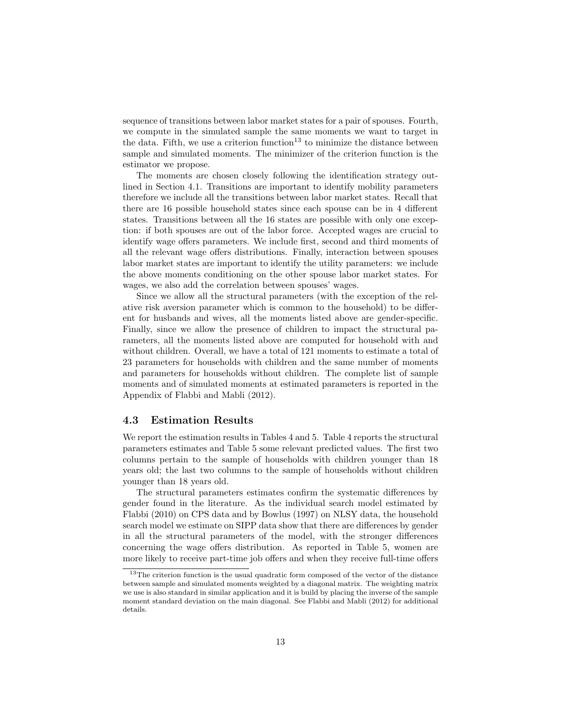sequence of transitions between labor market states for a pair of spouses. Fourth, we compute in the simulated sample the same moments we want to target in the data. Fifth, we use a criterion function[13] to minimize the distance between sample and simulated moments. The minimizer of the criterion function is the estimator we propose.

The moments are chosen closely following the identification strategy outlined in Section 4.1. Transitions are important to identify mobility parameters therefore we include all the transitions between labor market states. Recall that there are 16 possible household states since each spouse can be in 4 different states. Transitions between all the 16 states are possible with only one exception: if both spouses are out of the labor force. Accepted wages are crucial to identify wage offers parameters. We include first, second and third moments of all the relevant wage offers distributions. Finally, interaction between spouses labor market states are important to identify the utility parameters: we include the above moments conditioning on the other spouse labor market states. For wages, we also add the correlation between spouses' wages.

Since we allow all the structural parameters (with the exception of the relative risk aversion parameter which is common to the household) to be different for husbands and wives, all the moments listed above are gender-specific. Finally, since we allow the presence of children to impact the structural parameters, all the moments listed above are computed for household with and without children. Overall, we have a total of 121 moments to estimate a total of 23 parameters for households with children and the same number of moments and parameters for households without children. The complete list of sample moments and of simulated moments at estimated parameters is reported in the Appendix of Flabbi and Mabli (2012).

## 4.3 Estimation Results

We report the estimation results in Tables 4 and 5. Table 4 reports the structural parameters estimates and Table 5 some relevant predicted values. The first two columns pertain to the sample of households with children younger than 18 years old; the last two columns to the sample of households without children younger than 18 years old.

The structural parameters estimates confirm the systematic differences by gender found in the literature. As the individual search model estimated by Flabbi (2010) on CPS data and by Bowlus (1997) on NLSY data, the household search model we estimate on SIPP data show that there are differences by gender in all the structural parameters of the model, with the stronger differences concerning the wage offers distribution. As reported in Table 5, women are more likely to receive part-time job offers and when they receive full-time offers

[13] The criterion function is the usual quadratic form composed of the vector of the distance between sample and simulated moments weighted by a diagonal matrix. The weighting matrix we use is also standard in similar application and it is build by placing the inverse of the sample moment standard deviation on the main diagonal. See Flabbi and Mabli (2012) for additional details.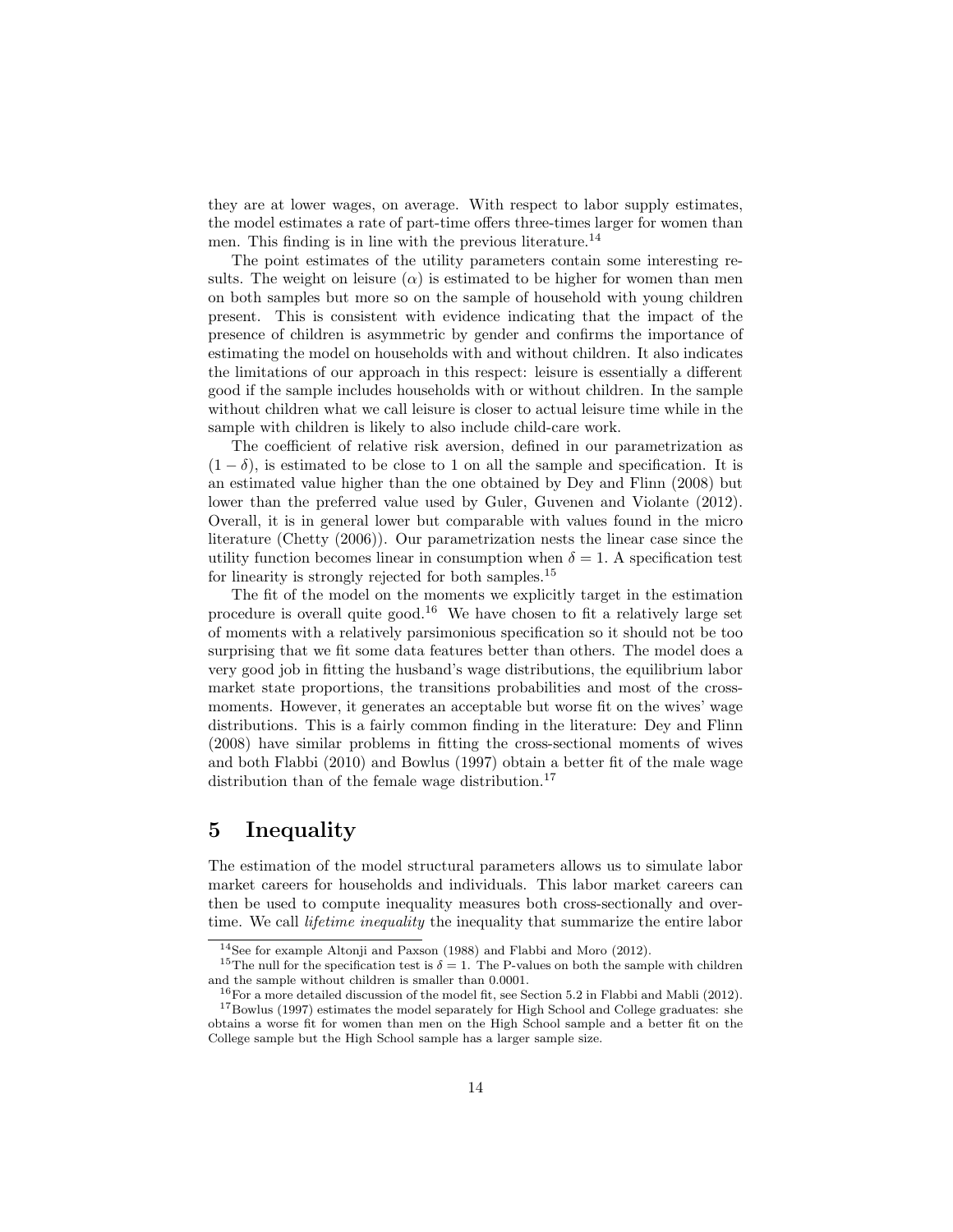they are at lower wages, on average. With respect to labor supply estimates, the model estimates a rate of part-time offers three-times larger for women than men. This finding is in line with the previous literature.[14]

The point estimates of the utility parameters contain some interesting results. The weight on leisure ($\alpha$) is estimated to be higher for women than men on both samples but more so on the sample of household with young children present. This is consistent with evidence indicating that the impact of the presence of children is asymmetric by gender and confirms the importance of estimating the model on households with and without children. It also indicates the limitations of our approach in this respect: leisure is essentially a different good if the sample includes households with or without children. In the sample without children what we call leisure is closer to actual leisure time while in the sample with children is likely to also include child-care work.

The coefficient of relative risk aversion, defined in our parametrization as $(1 - \delta)$, is estimated to be close to 1 on all the sample and specification. It is an estimated value higher than the one obtained by Dey and Flinn (2008) but lower than the preferred value used by Guler, Guvenen and Violante (2012). Overall, it is in general lower but comparable with values found in the micro literature (Chetty (2006)). Our parametrization nests the linear case since the utility function becomes linear in consumption when $\delta = 1$. A specification test for linearity is strongly rejected for both samples.[15]

The fit of the model on the moments we explicitly target in the estimation procedure is overall quite good.[16] We have chosen to fit a relatively large set of moments with a relatively parsimonious specification so it should not be too surprising that we fit some data features better than others. The model does a very good job in fitting the husband's wage distributions, the equilibrium labor market state proportions, the transitions probabilities and most of the cross-moments. However, it generates an acceptable but worse fit on the wives' wage distributions. This is a fairly common finding in the literature: Dey and Flinn (2008) have similar problems in fitting the cross-sectional moments of wives and both Flabbi (2010) and Bowlus (1997) obtain a better fit of the male wage distribution than of the female wage distribution.[17]

# 5 Inequality

The estimation of the model structural parameters allows us to simulate labor market careers for households and individuals. This labor market careers can then be used to compute inequality measures both cross-sectionally and over-time. We call *lifetime inequality* the inequality that summarize the entire labor

---

[14] See for example Altonji and Paxson (1988) and Flabbi and Moro (2012).

[15] The null for the specification test is $\delta = 1$. The P-values on both the sample with children and the sample without children is smaller than 0.0001.

[16] For a more detailed discussion of the model fit, see Section 5.2 in Flabbi and Mabli (2012).

[17] Bowlus (1997) estimates the model separately for High School and College graduates: she obtains a worse fit for women than men on the High School sample and a better fit on the College sample but the High School sample has a larger sample size.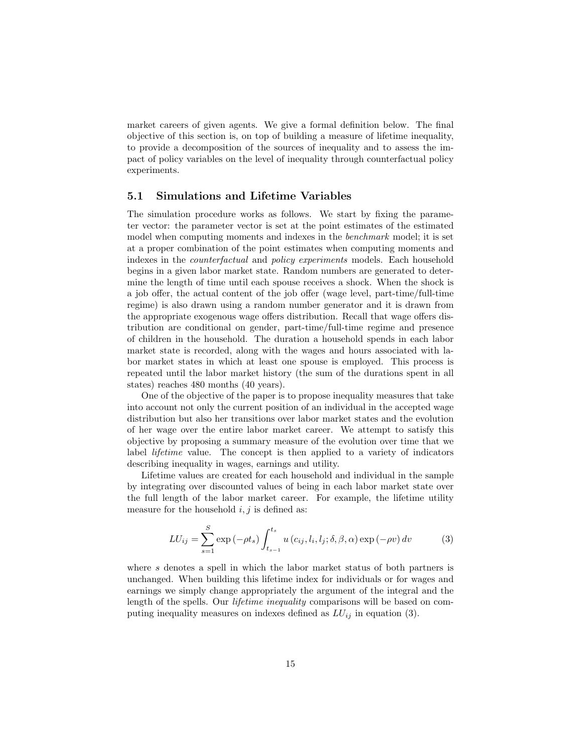market careers of given agents. We give a formal definition below. The final objective of this section is, on top of building a measure of lifetime inequality, to provide a decomposition of the sources of inequality and to assess the impact of policy variables on the level of inequality through counterfactual policy experiments.

### 5.1 Simulations and Lifetime Variables

The simulation procedure works as follows. We start by fixing the parameter vector: the parameter vector is set at the point estimates of the estimated model when computing moments and indexes in the *benchmark* model; it is set at a proper combination of the point estimates when computing moments and indexes in the *counterfactual* and *policy experiments* models. Each household begins in a given labor market state. Random numbers are generated to determine the length of time until each spouse receives a shock. When the shock is a job offer, the actual content of the job offer (wage level, part-time/full-time regime) is also drawn using a random number generator and it is drawn from the appropriate exogenous wage offers distribution. Recall that wage offers distribution are conditional on gender, part-time/full-time regime and presence of children in the household. The duration a household spends in each labor market state is recorded, along with the wages and hours associated with labor market states in which at least one spouse is employed. This process is repeated until the labor market history (the sum of the durations spent in all states) reaches 480 months (40 years).

One of the objective of the paper is to propose inequality measures that take into account not only the current position of an individual in the accepted wage distribution but also her transitions over labor market states and the evolution of her wage over the entire labor market career. We attempt to satisfy this objective by proposing a summary measure of the evolution over time that we label *lifetime* value. The concept is then applied to a variety of indicators describing inequality in wages, earnings and utility.

Lifetime values are created for each household and individual in the sample by integrating over discounted values of being in each labor market state over the full length of the labor market career. For example, the lifetime utility measure for the household $i, j$ is defined as:

$$LU_{ij} = \sum_{s=1}^{S} \exp\left(-\rho t_s\right) \int_{t_{s-1}}^{t_s} u\left(c_{ij}, l_i, l_j; \delta, \beta, \alpha\right) \exp\left(-\rho v\right) dv \tag{3}$$

where $s$ denotes a spell in which the labor market status of both partners is unchanged. When building this lifetime index for individuals or for wages and earnings we simply change appropriately the argument of the integral and the length of the spells. Our *lifetime inequality* comparisons will be based on computing inequality measures on indexes defined as $LU_{ij}$ in equation (3).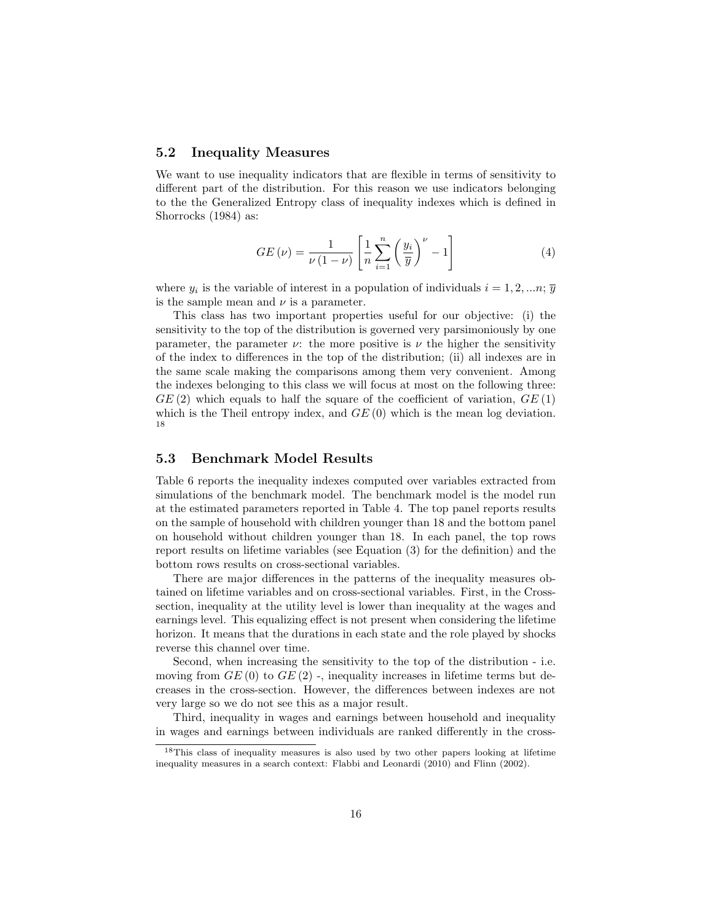### 5.2 Inequality Measures

We want to use inequality indicators that are flexible in terms of sensitivity to different part of the distribution. For this reason we use indicators belonging to the the Generalized Entropy class of inequality indexes which is defined in Shorrocks (1984) as:

$$GE(\nu) = \frac{1}{\nu(1-\nu)}\left[\frac{1}{n}\sum_{i=1}^{n}\left(\frac{y_i}{\overline{y}}\right)^{\nu} - 1\right] \tag{4}$$

where $y_i$ is the variable of interest in a population of individuals $i = 1, 2, ...n$; $\overline{y}$ is the sample mean and $\nu$ is a parameter.

This class has two important properties useful for our objective: (i) the sensitivity to the top of the distribution is governed very parsimoniously by one parameter, the parameter $\nu$: the more positive is $\nu$ the higher the sensitivity of the index to differences in the top of the distribution; (ii) all indexes are in the same scale making the comparisons among them very convenient. Among the indexes belonging to this class we will focus at most on the following three: $GE(2)$ which equals to half the square of the coefficient of variation, $GE(1)$ which is the Theil entropy index, and $GE(0)$ which is the mean log deviation. [18]

### 5.3 Benchmark Model Results

Table 6 reports the inequality indexes computed over variables extracted from simulations of the benchmark model. The benchmark model is the model run at the estimated parameters reported in Table 4. The top panel reports results on the sample of household with children younger than 18 and the bottom panel on household without children younger than 18. In each panel, the top rows report results on lifetime variables (see Equation (3) for the definition) and the bottom rows results on cross-sectional variables.

There are major differences in the patterns of the inequality measures obtained on lifetime variables and on cross-sectional variables. First, in the Cross-section, inequality at the utility level is lower than inequality at the wages and earnings level. This equalizing effect is not present when considering the lifetime horizon. It means that the durations in each state and the role played by shocks reverse this channel over time.

Second, when increasing the sensitivity to the top of the distribution - i.e. moving from $GE(0)$ to $GE(2)$ -, inequality increases in lifetime terms but decreases in the cross-section. However, the differences between indexes are not very large so we do not see this as a major result.

Third, inequality in wages and earnings between household and inequality in wages and earnings between individuals are ranked differently in the cross-

[18] This class of inequality measures is also used by two other papers looking at lifetime inequality measures in a search context: Flabbi and Leonardi (2010) and Flinn (2002).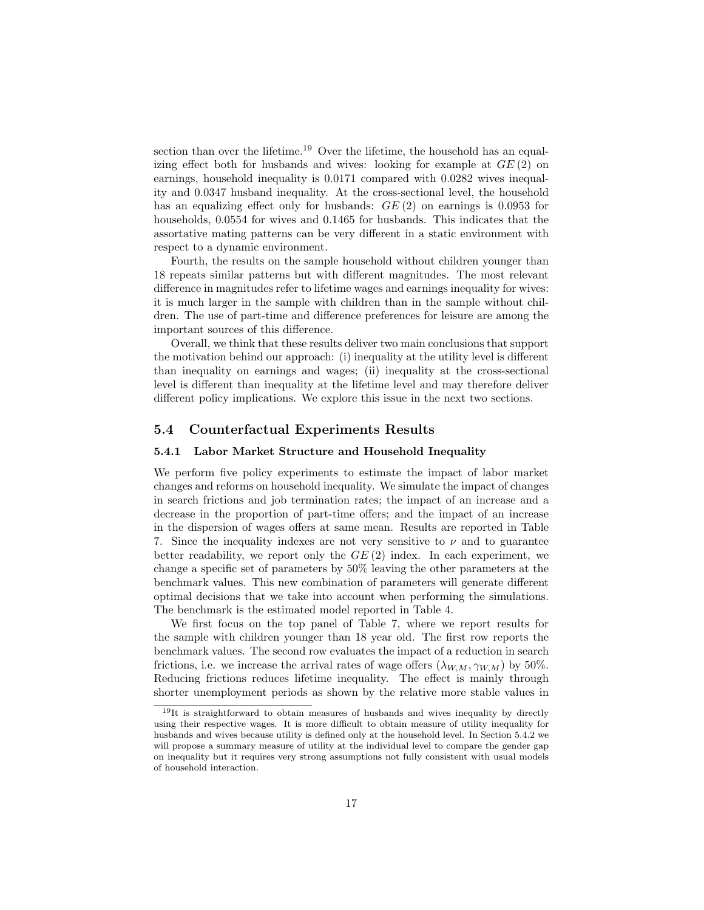section than over the lifetime.[19] Over the lifetime, the household has an equalizing effect both for husbands and wives: looking for example at $GE(2)$ on earnings, household inequality is 0.0171 compared with 0.0282 wives inequality and 0.0347 husband inequality. At the cross-sectional level, the household has an equalizing effect only for husbands: $GE(2)$ on earnings is 0.0953 for households, 0.0554 for wives and 0.1465 for husbands. This indicates that the assortative mating patterns can be very different in a static environment with respect to a dynamic environment.

Fourth, the results on the sample household without children younger than 18 repeats similar patterns but with different magnitudes. The most relevant difference in magnitudes refer to lifetime wages and earnings inequality for wives: it is much larger in the sample with children than in the sample without children. The use of part-time and difference preferences for leisure are among the important sources of this difference.

Overall, we think that these results deliver two main conclusions that support the motivation behind our approach: (i) inequality at the utility level is different than inequality on earnings and wages; (ii) inequality at the cross-sectional level is different than inequality at the lifetime level and may therefore deliver different policy implications. We explore this issue in the next two sections.

## 5.4 Counterfactual Experiments Results

### 5.4.1 Labor Market Structure and Household Inequality

We perform five policy experiments to estimate the impact of labor market changes and reforms on household inequality. We simulate the impact of changes in search frictions and job termination rates; the impact of an increase and a decrease in the proportion of part-time offers; and the impact of an increase in the dispersion of wages offers at same mean. Results are reported in Table 7. Since the inequality indexes are not very sensitive to $\nu$ and to guarantee better readability, we report only the $GE(2)$ index. In each experiment, we change a specific set of parameters by 50% leaving the other parameters at the benchmark values. This new combination of parameters will generate different optimal decisions that we take into account when performing the simulations. The benchmark is the estimated model reported in Table 4.

We first focus on the top panel of Table 7, where we report results for the sample with children younger than 18 year old. The first row reports the benchmark values. The second row evaluates the impact of a reduction in search frictions, i.e. we increase the arrival rates of wage offers $(\lambda_{W,M}, \gamma_{W,M})$ by 50%. Reducing frictions reduces lifetime inequality. The effect is mainly through shorter unemployment periods as shown by the relative more stable values in

[19] It is straightforward to obtain measures of husbands and wives inequality by directly using their respective wages. It is more difficult to obtain measure of utility inequality for husbands and wives because utility is defined only at the household level. In Section 5.4.2 we will propose a summary measure of utility at the individual level to compare the gender gap on inequality but it requires very strong assumptions not fully consistent with usual models of household interaction.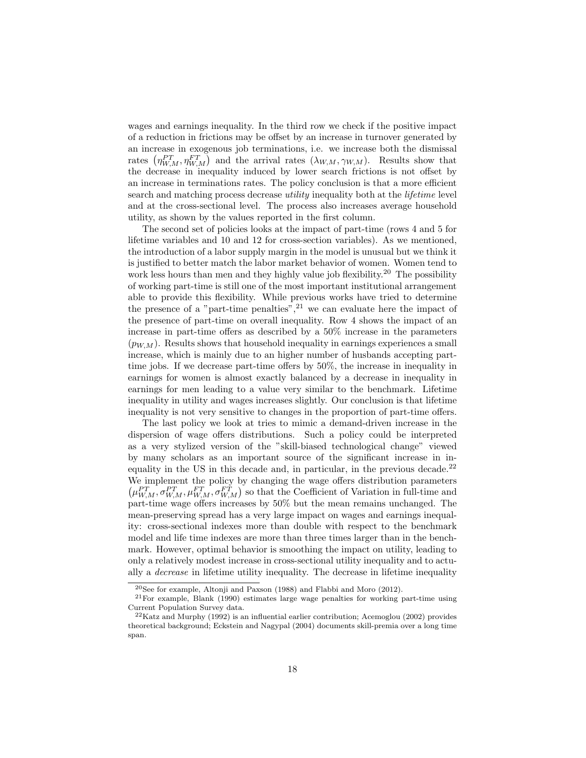wages and earnings inequality. In the third row we check if the positive impact of a reduction in frictions may be offset by an increase in turnover generated by an increase in exogenous job terminations, i.e. we increase both the dismissal rates $\left(\eta_{W,M}^{PT}, \eta_{W,M}^{FT}\right)$ and the arrival rates $(\lambda_{W,M}, \gamma_{W,M})$. Results show that the decrease in inequality induced by lower search frictions is not offset by an increase in terminations rates. The policy conclusion is that a more efficient search and matching process decrease *utility* inequality both at the *lifetime* level and at the cross-sectional level. The process also increases average household utility, as shown by the values reported in the first column.

The second set of policies looks at the impact of part-time (rows 4 and 5 for lifetime variables and 10 and 12 for cross-section variables). As we mentioned, the introduction of a labor supply margin in the model is unusual but we think it is justified to better match the labor market behavior of women. Women tend to work less hours than men and they highly value job flexibility.[20] The possibility of working part-time is still one of the most important institutional arrangement able to provide this flexibility. While previous works have tried to determine the presence of a "part-time penalties",[21] we can evaluate here the impact of the presence of part-time on overall inequality. Row 4 shows the impact of an increase in part-time offers as described by a 50% increase in the parameters $(p_{W,M})$. Results shows that household inequality in earnings experiences a small increase, which is mainly due to an higher number of husbands accepting part-time jobs. If we decrease part-time offers by 50%, the increase in inequality in earnings for women is almost exactly balanced by a decrease in inequality in earnings for men leading to a value very similar to the benchmark. Lifetime inequality in utility and wages increases slightly. Our conclusion is that lifetime inequality is not very sensitive to changes in the proportion of part-time offers.

The last policy we look at tries to mimic a demand-driven increase in the dispersion of wage offers distributions. Such a policy could be interpreted as a very stylized version of the "skill-biased technological change" viewed by many scholars as an important source of the significant increase in inequality in the US in this decade and, in particular, in the previous decade.[22] We implement the policy by changing the wage offers distribution parameters $\left(\mu_{W,M}^{PT}, \sigma_{W,M}^{PT}, \mu_{W,M}^{FT}, \sigma_{W,M}^{FT}\right)$ so that the Coefficient of Variation in full-time and part-time wage offers increases by 50% but the mean remains unchanged. The mean-preserving spread has a very large impact on wages and earnings inequality: cross-sectional indexes more than double with respect to the benchmark model and life time indexes are more than three times larger than in the benchmark. However, optimal behavior is smoothing the impact on utility, leading to only a relatively modest increase in cross-sectional utility inequality and to actually a *decrease* in lifetime utility inequality. The decrease in lifetime inequality

[20] See for example, Altonji and Paxson (1988) and Flabbi and Moro (2012).

[21] For example, Blank (1990) estimates large wage penalties for working part-time using Current Population Survey data.

[22] Katz and Murphy (1992) is an influential earlier contribution; Acemoglou (2002) provides theoretical background; Eckstein and Nagypal (2004) documents skill-premia over a long time span.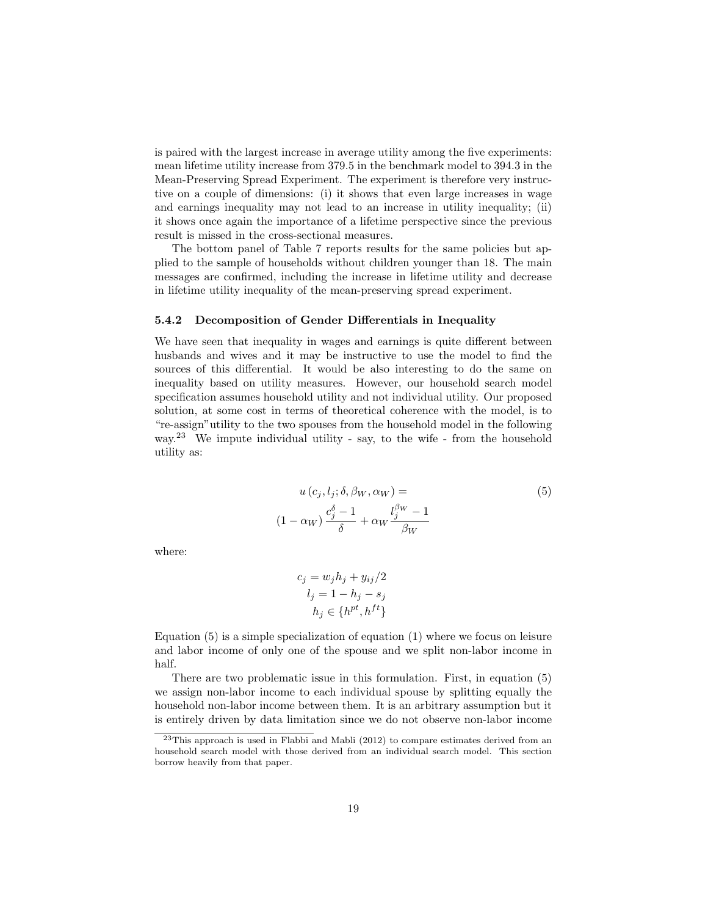is paired with the largest increase in average utility among the five experiments: mean lifetime utility increase from 379.5 in the benchmark model to 394.3 in the Mean-Preserving Spread Experiment. The experiment is therefore very instructive on a couple of dimensions: (i) it shows that even large increases in wage and earnings inequality may not lead to an increase in utility inequality; (ii) it shows once again the importance of a lifetime perspective since the previous result is missed in the cross-sectional measures.

The bottom panel of Table 7 reports results for the same policies but applied to the sample of households without children younger than 18. The main messages are confirmed, including the increase in lifetime utility and decrease in lifetime utility inequality of the mean-preserving spread experiment.

### 5.4.2 Decomposition of Gender Differentials in Inequality

We have seen that inequality in wages and earnings is quite different between husbands and wives and it may be instructive to use the model to find the sources of this differential. It would be also interesting to do the same on inequality based on utility measures. However, our household search model specification assumes household utility and not individual utility. Our proposed solution, at some cost in terms of theoretical coherence with the model, is to "re-assign"utility to the two spouses from the household model in the following way.[23] We impute individual utility - say, to the wife - from the household utility as:

$$u\left(c_j, l_j; \delta, \beta_W, \alpha_W\right) = \left(1-\alpha_W\right)\frac{c_j^{\delta}-1}{\delta} + \alpha_W \frac{l_j^{\beta_W}-1}{\beta_W} \tag{5}$$

where:

$$c_j = w_j h_j + y_{ij}/2$$
$$l_j = 1 - h_j - s_j$$
$$h_j \in \{h^{pt}, h^{ft}\}$$

Equation (5) is a simple specialization of equation (1) where we focus on leisure and labor income of only one of the spouse and we split non-labor income in half.

There are two problematic issue in this formulation. First, in equation (5) we assign non-labor income to each individual spouse by splitting equally the household non-labor income between them. It is an arbitrary assumption but it is entirely driven by data limitation since we do not observe non-labor income

[23] This approach is used in Flabbi and Mabli (2012) to compare estimates derived from an household search model with those derived from an individual search model. This section borrow heavily from that paper.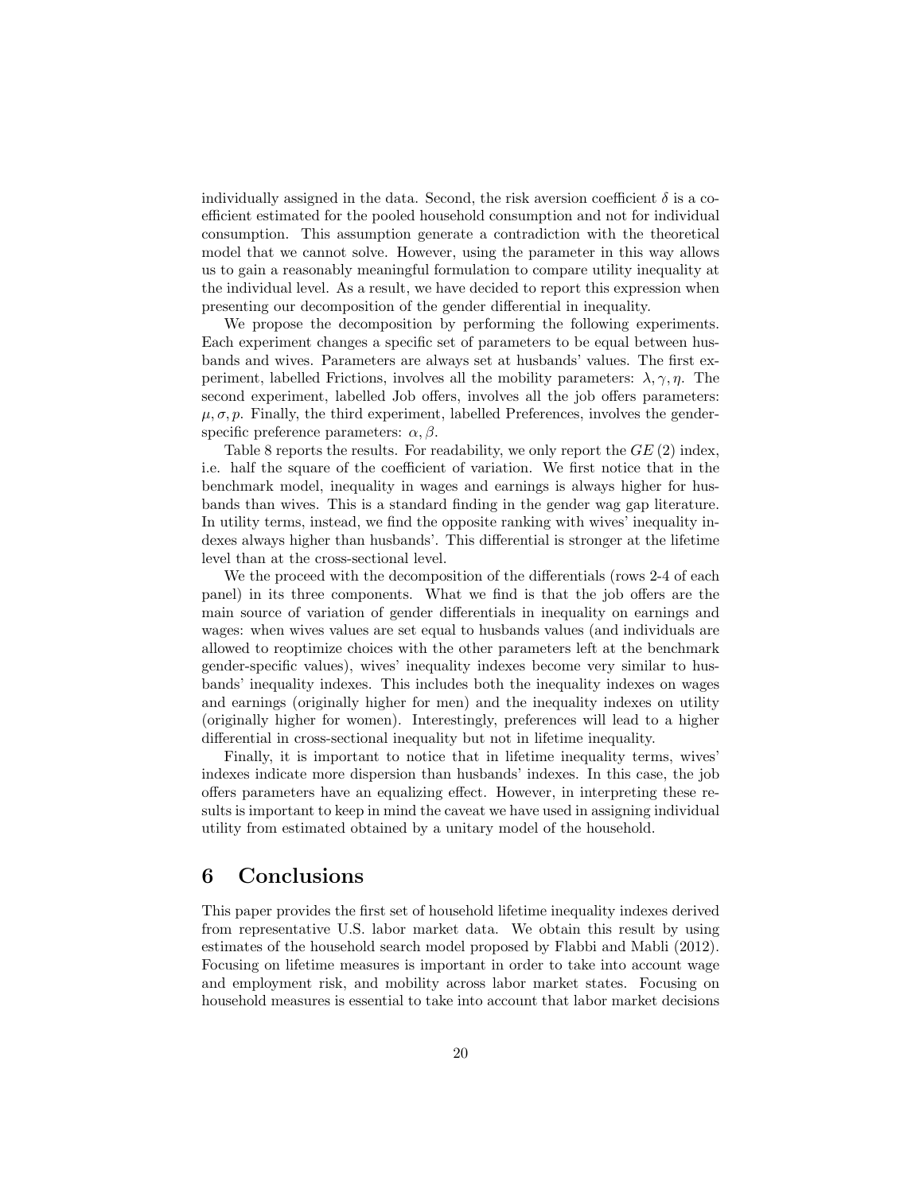individually assigned in the data. Second, the risk aversion coefficient $\delta$ is a coefficient estimated for the pooled household consumption and not for individual consumption. This assumption generate a contradiction with the theoretical model that we cannot solve. However, using the parameter in this way allows us to gain a reasonably meaningful formulation to compare utility inequality at the individual level. As a result, we have decided to report this expression when presenting our decomposition of the gender differential in inequality.

We propose the decomposition by performing the following experiments. Each experiment changes a specific set of parameters to be equal between husbands and wives. Parameters are always set at husbands' values. The first experiment, labelled Frictions, involves all the mobility parameters: $\lambda, \gamma, \eta$. The second experiment, labelled Job offers, involves all the job offers parameters: $\mu, \sigma, p$. Finally, the third experiment, labelled Preferences, involves the gender-specific preference parameters: $\alpha, \beta$.

Table 8 reports the results. For readability, we only report the $GE(2)$ index, i.e. half the square of the coefficient of variation. We first notice that in the benchmark model, inequality in wages and earnings is always higher for husbands than wives. This is a standard finding in the gender wag gap literature. In utility terms, instead, we find the opposite ranking with wives' inequality indexes always higher than husbands'. This differential is stronger at the lifetime level than at the cross-sectional level.

We the proceed with the decomposition of the differentials (rows 2-4 of each panel) in its three components. What we find is that the job offers are the main source of variation of gender differentials in inequality on earnings and wages: when wives values are set equal to husbands values (and individuals are allowed to reoptimize choices with the other parameters left at the benchmark gender-specific values), wives' inequality indexes become very similar to husbands' inequality indexes. This includes both the inequality indexes on wages and earnings (originally higher for men) and the inequality indexes on utility (originally higher for women). Interestingly, preferences will lead to a higher differential in cross-sectional inequality but not in lifetime inequality.

Finally, it is important to notice that in lifetime inequality terms, wives' indexes indicate more dispersion than husbands' indexes. In this case, the job offers parameters have an equalizing effect. However, in interpreting these results is important to keep in mind the caveat we have used in assigning individual utility from estimated obtained by a unitary model of the household.

# 6 Conclusions

This paper provides the first set of household lifetime inequality indexes derived from representative U.S. labor market data. We obtain this result by using estimates of the household search model proposed by Flabbi and Mabli (2012). Focusing on lifetime measures is important in order to take into account wage and employment risk, and mobility across labor market states. Focusing on household measures is essential to take into account that labor market decisions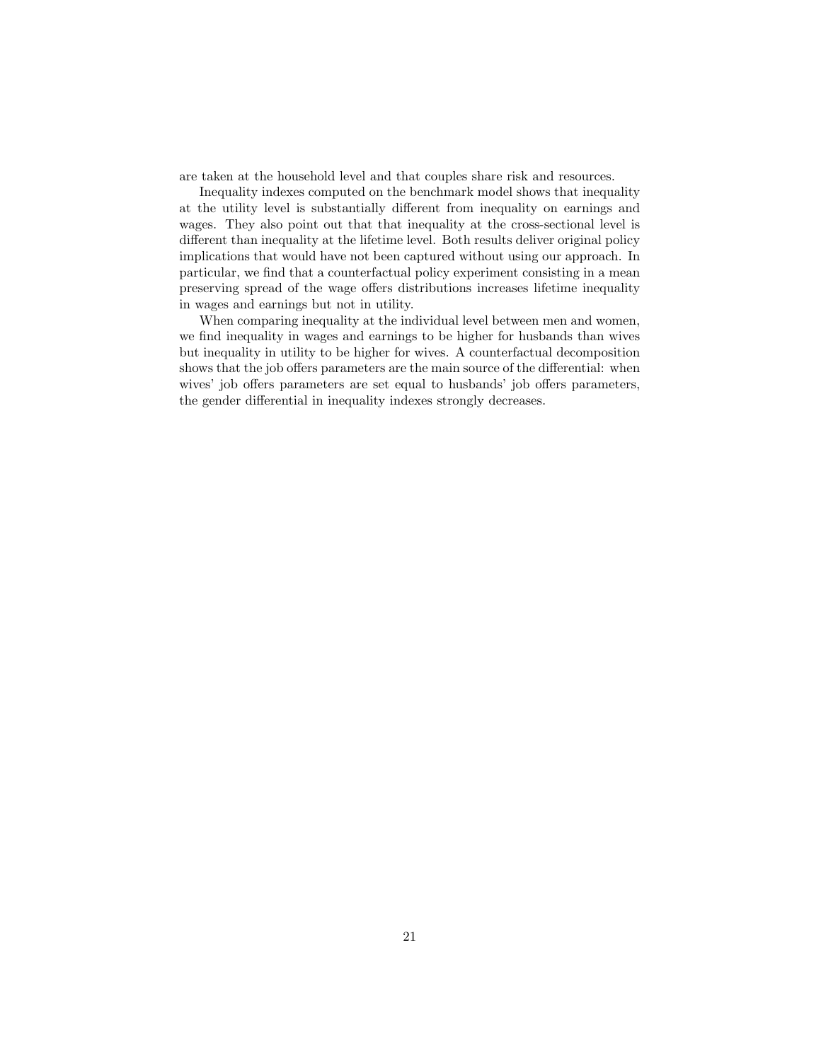are taken at the household level and that couples share risk and resources.

Inequality indexes computed on the benchmark model shows that inequality at the utility level is substantially different from inequality on earnings and wages. They also point out that that inequality at the cross-sectional level is different than inequality at the lifetime level. Both results deliver original policy implications that would have not been captured without using our approach. In particular, we find that a counterfactual policy experiment consisting in a mean preserving spread of the wage offers distributions increases lifetime inequality in wages and earnings but not in utility.

When comparing inequality at the individual level between men and women, we find inequality in wages and earnings to be higher for husbands than wives but inequality in utility to be higher for wives. A counterfactual decomposition shows that the job offers parameters are the main source of the differential: when wives' job offers parameters are set equal to husbands' job offers parameters, the gender differential in inequality indexes strongly decreases.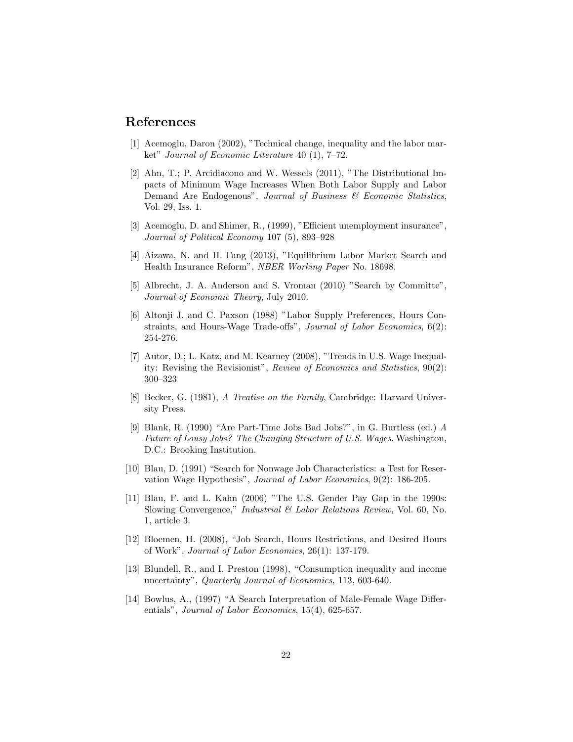## References

[1] Acemoglu, Daron (2002), "Technical change, inequality and the labor market" *Journal of Economic Literature* 40 (1), 7–72.

[2] Ahn, T.; P. Arcidiacono and W. Wessels (2011), "The Distributional Impacts of Minimum Wage Increases When Both Labor Supply and Labor Demand Are Endogenous", *Journal of Business & Economic Statistics*, Vol. 29, Iss. 1.

[3] Acemoglu, D. and Shimer, R., (1999), "Efficient unemployment insurance", *Journal of Political Economy* 107 (5), 893–928

[4] Aizawa, N. and H. Fang (2013), "Equilibrium Labor Market Search and Health Insurance Reform", *NBER Working Paper* No. 18698.

[5] Albrecht, J. A. Anderson and S. Vroman (2010) "Search by Committe", *Journal of Economic Theory*, July 2010.

[6] Altonji J. and C. Paxson (1988) "Labor Supply Preferences, Hours Constraints, and Hours-Wage Trade-offs", *Journal of Labor Economics*, 6(2): 254-276.

[7] Autor, D.; L. Katz, and M. Kearney (2008), "Trends in U.S. Wage Inequality: Revising the Revisionist", *Review of Economics and Statistics*, 90(2): 300–323

[8] Becker, G. (1981), *A Treatise on the Family*, Cambridge: Harvard University Press.

[9] Blank, R. (1990) "Are Part-Time Jobs Bad Jobs?", in G. Burtless (ed.) *A Future of Lousy Jobs? The Changing Structure of U.S. Wages.* Washington, D.C.: Brooking Institution.

[10] Blau, D. (1991) "Search for Nonwage Job Characteristics: a Test for Reservation Wage Hypothesis", *Journal of Labor Economics*, 9(2): 186-205.

[11] Blau, F. and L. Kahn (2006) "The U.S. Gender Pay Gap in the 1990s: Slowing Convergence," *Industrial & Labor Relations Review*, Vol. 60, No. 1, article 3.

[12] Bloemen, H. (2008), "Job Search, Hours Restrictions, and Desired Hours of Work", *Journal of Labor Economics*, 26(1): 137-179.

[13] Blundell, R., and I. Preston (1998), "Consumption inequality and income uncertainty", *Quarterly Journal of Economics,* 113, 603-640.

[14] Bowlus, A., (1997) "A Search Interpretation of Male-Female Wage Differentials", *Journal of Labor Economics*, 15(4), 625-657.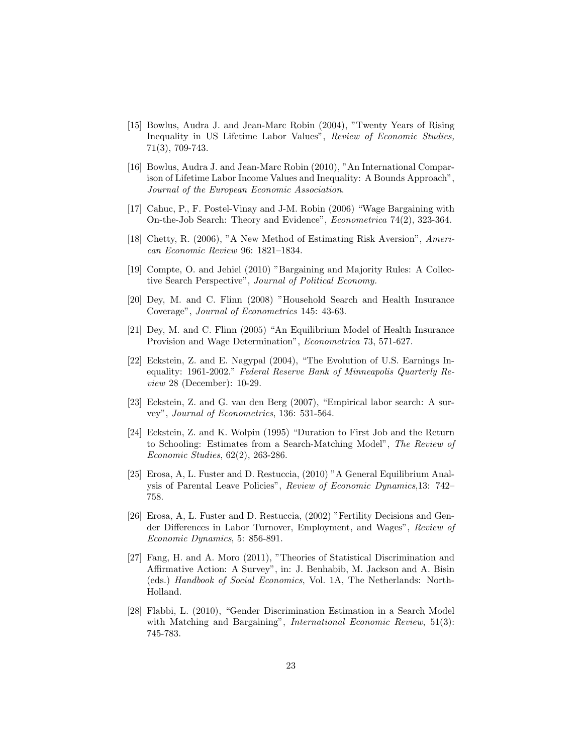[15] Bowlus, Audra J. and Jean-Marc Robin (2004), "Twenty Years of Rising Inequality in US Lifetime Labor Values", *Review of Economic Studies,* 71(3), 709-743.

[16] Bowlus, Audra J. and Jean-Marc Robin (2010), "An International Comparison of Lifetime Labor Income Values and Inequality: A Bounds Approach", *Journal of the European Economic Association*.

[17] Cahuc, P., F. Postel-Vinay and J-M. Robin (2006) "Wage Bargaining with On-the-Job Search: Theory and Evidence", *Econometrica* 74(2), 323-364.

[18] Chetty, R. (2006), "A New Method of Estimating Risk Aversion", *American Economic Review* 96: 1821–1834.

[19] Compte, O. and Jehiel (2010) "Bargaining and Majority Rules: A Collective Search Perspective", *Journal of Political Economy.*

[20] Dey, M. and C. Flinn (2008) "Household Search and Health Insurance Coverage", *Journal of Econometrics* 145: 43-63.

[21] Dey, M. and C. Flinn (2005) "An Equilibrium Model of Health Insurance Provision and Wage Determination", *Econometrica* 73, 571-627.

[22] Eckstein, Z. and E. Nagypal (2004), "The Evolution of U.S. Earnings Inequality: 1961-2002." *Federal Reserve Bank of Minneapolis Quarterly Review* 28 (December): 10-29.

[23] Eckstein, Z. and G. van den Berg (2007), "Empirical labor search: A survey", *Journal of Econometrics*, 136: 531-564.

[24] Eckstein, Z. and K. Wolpin (1995) "Duration to First Job and the Return to Schooling: Estimates from a Search-Matching Model", *The Review of Economic Studies*, 62(2), 263-286.

[25] Erosa, A, L. Fuster and D. Restuccia, (2010) "A General Equilibrium Analysis of Parental Leave Policies", *Review of Economic Dynamics*,13: 742–758.

[26] Erosa, A, L. Fuster and D. Restuccia, (2002) "Fertility Decisions and Gender Differences in Labor Turnover, Employment, and Wages", *Review of Economic Dynamics*, 5: 856-891.

[27] Fang, H. and A. Moro (2011), "Theories of Statistical Discrimination and Affirmative Action: A Survey", in: J. Benhabib, M. Jackson and A. Bisin (eds.) *Handbook of Social Economics*, Vol. 1A, The Netherlands: North-Holland.

[28] Flabbi, L. (2010), "Gender Discrimination Estimation in a Search Model with Matching and Bargaining", *International Economic Review*, 51(3): 745-783.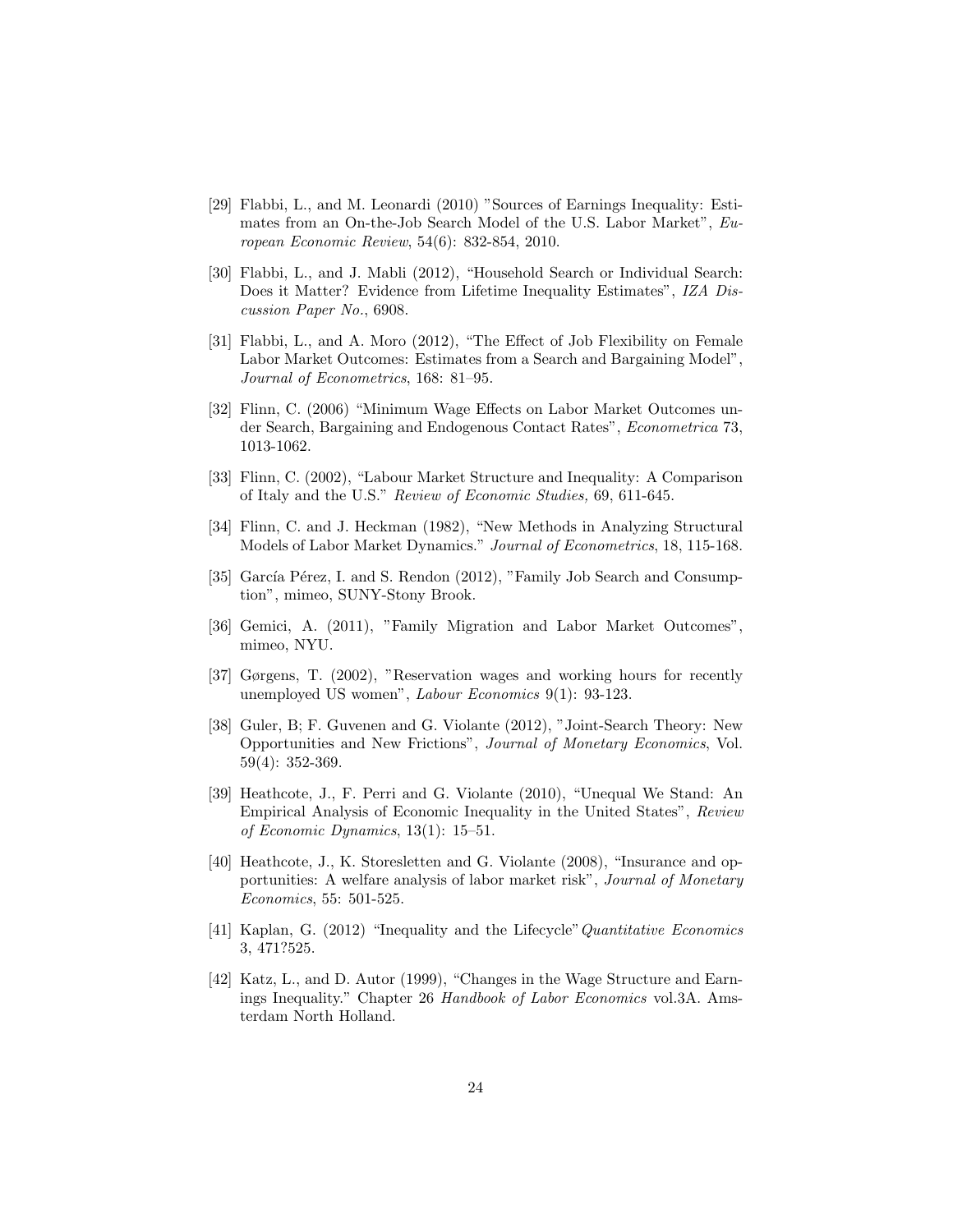[29] Flabbi, L., and M. Leonardi (2010) "Sources of Earnings Inequality: Estimates from an On-the-Job Search Model of the U.S. Labor Market", *European Economic Review*, 54(6): 832-854, 2010.

[30] Flabbi, L., and J. Mabli (2012), "Household Search or Individual Search: Does it Matter? Evidence from Lifetime Inequality Estimates", *IZA Discussion Paper No.*, 6908.

[31] Flabbi, L., and A. Moro (2012), "The Effect of Job Flexibility on Female Labor Market Outcomes: Estimates from a Search and Bargaining Model", *Journal of Econometrics*, 168: 81–95.

[32] Flinn, C. (2006) "Minimum Wage Effects on Labor Market Outcomes under Search, Bargaining and Endogenous Contact Rates", *Econometrica* 73, 1013-1062.

[33] Flinn, C. (2002), "Labour Market Structure and Inequality: A Comparison of Italy and the U.S." *Review of Economic Studies,* 69, 611-645.

[34] Flinn, C. and J. Heckman (1982), "New Methods in Analyzing Structural Models of Labor Market Dynamics." *Journal of Econometrics*, 18, 115-168.

[35] García Pérez, I. and S. Rendon (2012), "Family Job Search and Consumption", mimeo, SUNY-Stony Brook.

[36] Gemici, A. (2011), "Family Migration and Labor Market Outcomes", mimeo, NYU.

[37] Gørgens, T. (2002), "Reservation wages and working hours for recently unemployed US women", *Labour Economics* 9(1): 93-123.

[38] Guler, B; F. Guvenen and G. Violante (2012), "Joint-Search Theory: New Opportunities and New Frictions", *Journal of Monetary Economics*, Vol. 59(4): 352-369.

[39] Heathcote, J., F. Perri and G. Violante (2010), "Unequal We Stand: An Empirical Analysis of Economic Inequality in the United States", *Review of Economic Dynamics*, 13(1): 15–51.

[40] Heathcote, J., K. Storesletten and G. Violante (2008), "Insurance and opportunities: A welfare analysis of labor market risk", *Journal of Monetary Economics*, 55: 501-525.

[41] Kaplan, G. (2012) "Inequality and the Lifecycle" *Quantitative Economics* 3, 471?525.

[42] Katz, L., and D. Autor (1999), "Changes in the Wage Structure and Earnings Inequality." Chapter 26 *Handbook of Labor Economics* vol.3A. Amsterdam North Holland.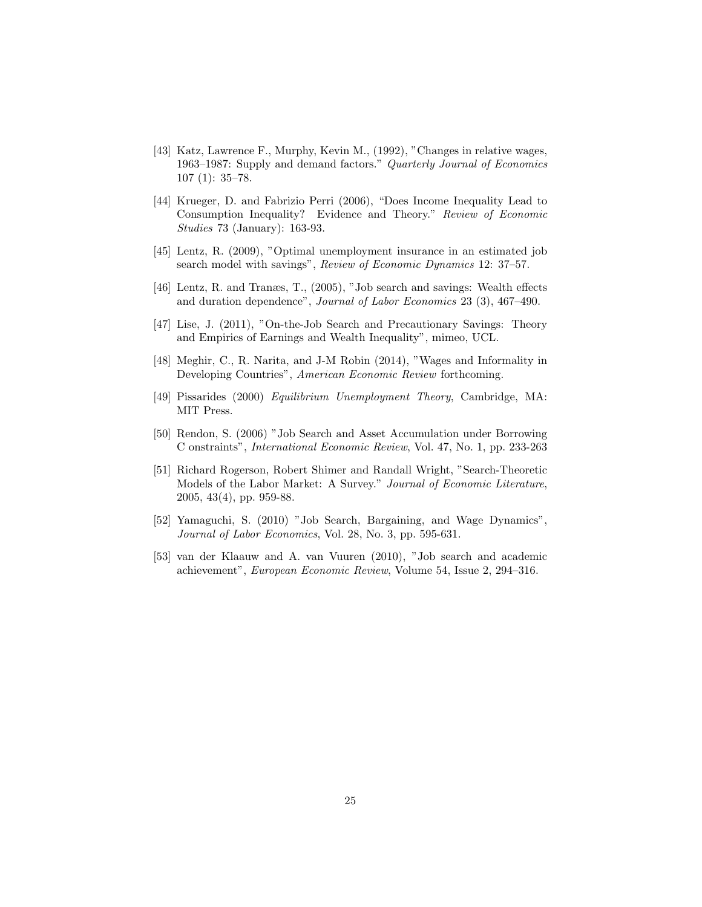[43] Katz, Lawrence F., Murphy, Kevin M., (1992), "Changes in relative wages, 1963–1987: Supply and demand factors." *Quarterly Journal of Economics* 107 (1): 35–78.

[44] Krueger, D. and Fabrizio Perri (2006), "Does Income Inequality Lead to Consumption Inequality? Evidence and Theory." *Review of Economic Studies* 73 (January): 163-93.

[45] Lentz, R. (2009), "Optimal unemployment insurance in an estimated job search model with savings", *Review of Economic Dynamics* 12: 37–57.

[46] Lentz, R. and Tranæs, T., (2005), "Job search and savings: Wealth effects and duration dependence", *Journal of Labor Economics* 23 (3), 467–490.

[47] Lise, J. (2011), "On-the-Job Search and Precautionary Savings: Theory and Empirics of Earnings and Wealth Inequality", mimeo, UCL.

[48] Meghir, C., R. Narita, and J-M Robin (2014), "Wages and Informality in Developing Countries", *American Economic Review* forthcoming.

[49] Pissarides (2000) *Equilibrium Unemployment Theory*, Cambridge, MA: MIT Press.

[50] Rendon, S. (2006) "Job Search and Asset Accumulation under Borrowing C onstraints", *International Economic Review*, Vol. 47, No. 1, pp. 233-263

[51] Richard Rogerson, Robert Shimer and Randall Wright, "Search-Theoretic Models of the Labor Market: A Survey." *Journal of Economic Literature*, 2005, 43(4), pp. 959-88.

[52] Yamaguchi, S. (2010) "Job Search, Bargaining, and Wage Dynamics", *Journal of Labor Economics*, Vol. 28, No. 3, pp. 595-631.

[53] van der Klaauw and A. van Vuuren (2010), "Job search and academic achievement", *European Economic Review*, Volume 54, Issue 2, 294–316.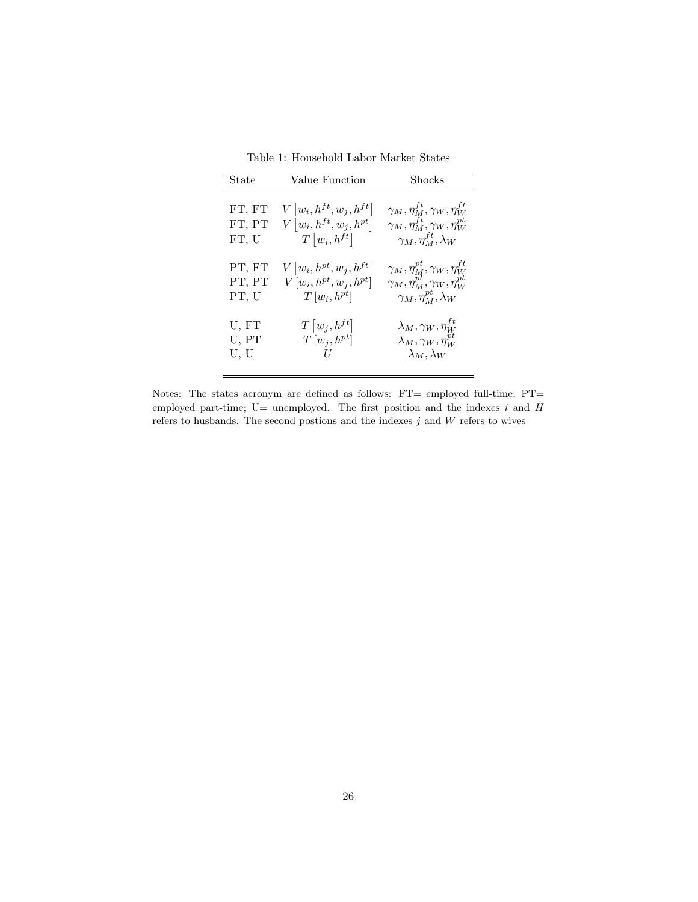Table 1: Household Labor Market States

| State | Value Function | Shocks |
|---|---|---|
| FT, FT | $V\left[w_i, h^{ft}, w_j, h^{ft}\right]$ | $\gamma_M, \eta_M^{ft}, \gamma_W, \eta_W^{ft}$ |
| FT, PT | $V\left[w_i, h^{ft}, w_j, h^{pt}\right]$ | $\gamma_M, \eta_M^{ft}, \gamma_W, \eta_W^{pt}$ |
| FT, U | $T\left[w_i, h^{ft}\right]$ | $\gamma_M, \eta_M^{ft}, \lambda_W$ |
| PT, FT | $V\left[w_i, h^{pt}, w_j, h^{ft}\right]$ | $\gamma_M, \eta_M^{pt}, \gamma_W, \eta_W^{ft}$ |
| PT, PT | $V\left[w_i, h^{pt}, w_j, h^{pt}\right]$ | $\gamma_M, \eta_M^{pt}, \gamma_W, \eta_W^{pt}$ |
| PT, U | $T\left[w_i, h^{pt}\right]$ | $\gamma_M, \eta_M^{pt}, \lambda_W$ |
| U, FT | $T\left[w_j, h^{ft}\right]$ | $\lambda_M, \gamma_W, \eta_W^{ft}$ |
| U, PT | $T\left[w_j, h^{pt}\right]$ | $\lambda_M, \gamma_W, \eta_W^{pt}$ |
| U, U | $U$ | $\lambda_M, \lambda_W$ |

Notes: The states acronym are defined as follows: FT= employed full-time; PT= employed part-time; U= unemployed. The first position and the indexes $i$ and $H$ refers to husbands. The second postions and the indexes $j$ and $W$ refers to wives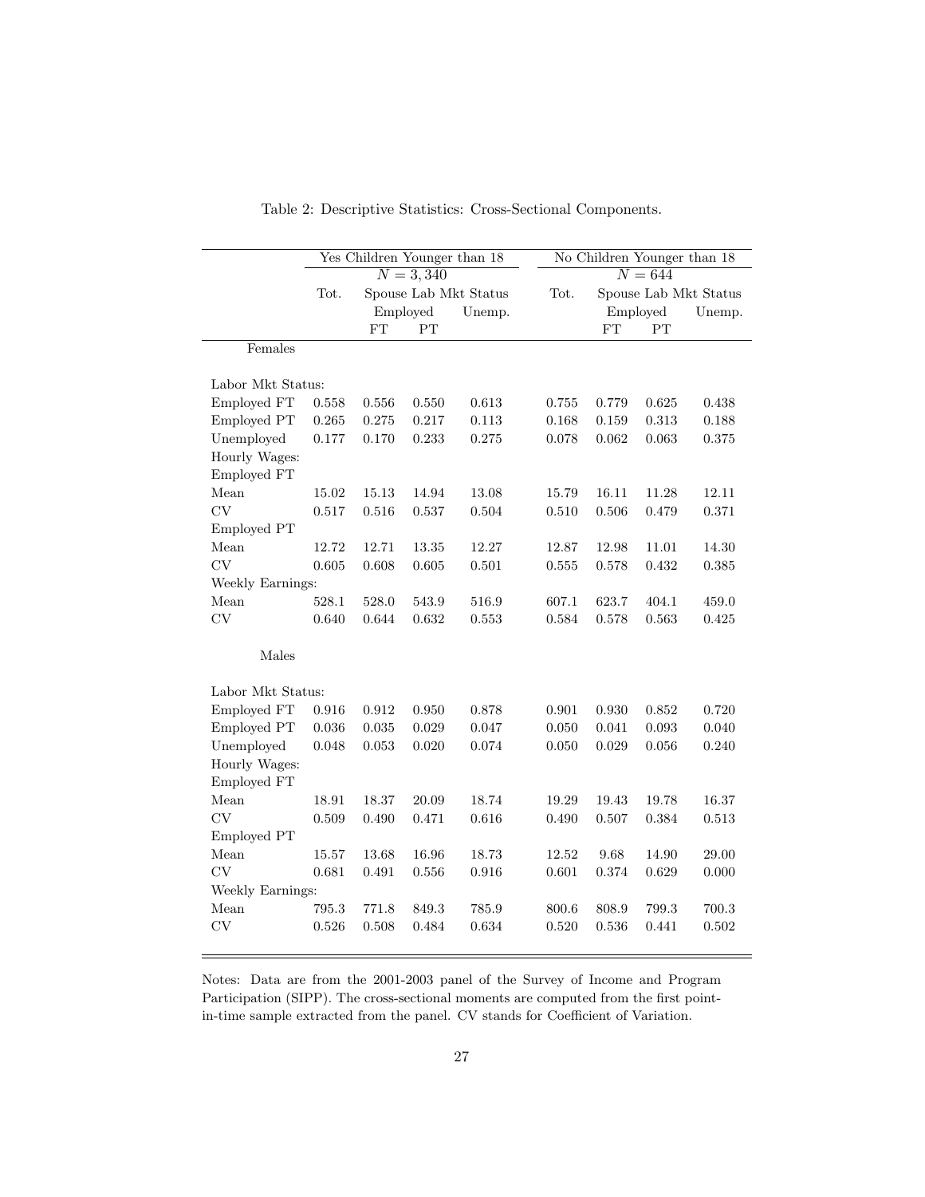Table 2: Descriptive Statistics: Cross-Sectional Components.

| | Yes Children Younger than 18 | | | | No Children Younger than 18 | | | |
|---|---|---|---|---|---|---|---|---|
| | $N = 3,340$ | | | | $N = 644$ | | | |
| | Tot. | Spouse Lab Mkt Status | | | Tot. | Spouse Lab Mkt Status | | |
| | | Employed | | Unemp. | | Employed | | Unemp. |
| | | FT | PT | | | FT | PT | |
| Females | | | | | | | | |
| Labor Mkt Status: | | | | | | | | |
| Employed FT | 0.558 | 0.556 | 0.550 | 0.613 | 0.755 | 0.779 | 0.625 | 0.438 |
| Employed PT | 0.265 | 0.275 | 0.217 | 0.113 | 0.168 | 0.159 | 0.313 | 0.188 |
| Unemployed | 0.177 | 0.170 | 0.233 | 0.275 | 0.078 | 0.062 | 0.063 | 0.375 |
| Hourly Wages: | | | | | | | | |
| Employed FT | | | | | | | | |
| Mean | 15.02 | 15.13 | 14.94 | 13.08 | 15.79 | 16.11 | 11.28 | 12.11 |
| CV | 0.517 | 0.516 | 0.537 | 0.504 | 0.510 | 0.506 | 0.479 | 0.371 |
| Employed PT | | | | | | | | |
| Mean | 12.72 | 12.71 | 13.35 | 12.27 | 12.87 | 12.98 | 11.01 | 14.30 |
| CV | 0.605 | 0.608 | 0.605 | 0.501 | 0.555 | 0.578 | 0.432 | 0.385 |
| Weekly Earnings: | | | | | | | | |
| Mean | 528.1 | 528.0 | 543.9 | 516.9 | 607.1 | 623.7 | 404.1 | 459.0 |
| CV | 0.640 | 0.644 | 0.632 | 0.553 | 0.584 | 0.578 | 0.563 | 0.425 |
| Males | | | | | | | | |
| Labor Mkt Status: | | | | | | | | |
| Employed FT | 0.916 | 0.912 | 0.950 | 0.878 | 0.901 | 0.930 | 0.852 | 0.720 |
| Employed PT | 0.036 | 0.035 | 0.029 | 0.047 | 0.050 | 0.041 | 0.093 | 0.040 |
| Unemployed | 0.048 | 0.053 | 0.020 | 0.074 | 0.050 | 0.029 | 0.056 | 0.240 |
| Hourly Wages: | | | | | | | | |
| Employed FT | | | | | | | | |
| Mean | 18.91 | 18.37 | 20.09 | 18.74 | 19.29 | 19.43 | 19.78 | 16.37 |
| CV | 0.509 | 0.490 | 0.471 | 0.616 | 0.490 | 0.507 | 0.384 | 0.513 |
| Employed PT | | | | | | | | |
| Mean | 15.57 | 13.68 | 16.96 | 18.73 | 12.52 | 9.68 | 14.90 | 29.00 |
| CV | 0.681 | 0.491 | 0.556 | 0.916 | 0.601 | 0.374 | 0.629 | 0.000 |
| Weekly Earnings: | | | | | | | | |
| Mean | 795.3 | 771.8 | 849.3 | 785.9 | 800.6 | 808.9 | 799.3 | 700.3 |
| CV | 0.526 | 0.508 | 0.484 | 0.634 | 0.520 | 0.536 | 0.441 | 0.502 |

Notes: Data are from the 2001-2003 panel of the Survey of Income and Program Participation (SIPP). The cross-sectional moments are computed from the first point-in-time sample extracted from the panel. CV stands for Coefficient of Variation.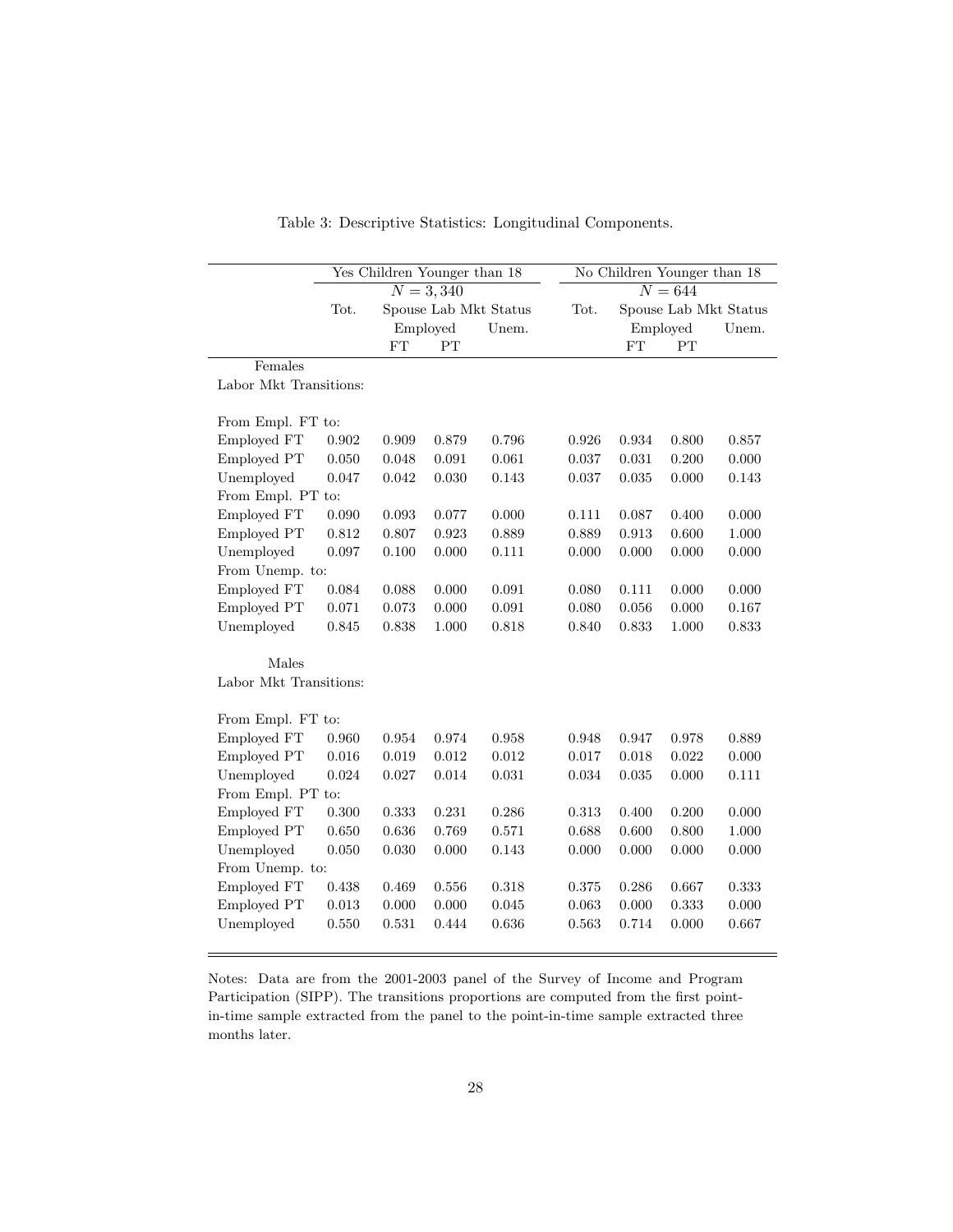Table 3: Descriptive Statistics: Longitudinal Components.

| | Yes Children Younger than 18 | | | | No Children Younger than 18 | | | |
|---|---|---|---|---|---|---|---|---|
| | $N = 3,340$ | | | | $N = 644$ | | | |
| | Tot. | Spouse Lab Mkt Status | | | Tot. | Spouse Lab Mkt Status | | |
| | | Employed | | Unem. | | Employed | | Unem. |
| | | FT | PT | | | FT | PT | |
| Females | | | | | | | | |
| Labor Mkt Transitions: | | | | | | | | |
| From Empl. FT to: | | | | | | | | |
| Employed FT | 0.902 | 0.909 | 0.879 | 0.796 | 0.926 | 0.934 | 0.800 | 0.857 |
| Employed PT | 0.050 | 0.048 | 0.091 | 0.061 | 0.037 | 0.031 | 0.200 | 0.000 |
| Unemployed | 0.047 | 0.042 | 0.030 | 0.143 | 0.037 | 0.035 | 0.000 | 0.143 |
| From Empl. PT to: | | | | | | | | |
| Employed FT | 0.090 | 0.093 | 0.077 | 0.000 | 0.111 | 0.087 | 0.400 | 0.000 |
| Employed PT | 0.812 | 0.807 | 0.923 | 0.889 | 0.889 | 0.913 | 0.600 | 1.000 |
| Unemployed | 0.097 | 0.100 | 0.000 | 0.111 | 0.000 | 0.000 | 0.000 | 0.000 |
| From Unemp. to: | | | | | | | | |
| Employed FT | 0.084 | 0.088 | 0.000 | 0.091 | 0.080 | 0.111 | 0.000 | 0.000 |
| Employed PT | 0.071 | 0.073 | 0.000 | 0.091 | 0.080 | 0.056 | 0.000 | 0.167 |
| Unemployed | 0.845 | 0.838 | 1.000 | 0.818 | 0.840 | 0.833 | 1.000 | 0.833 |
| Males | | | | | | | | |
| Labor Mkt Transitions: | | | | | | | | |
| From Empl. FT to: | | | | | | | | |
| Employed FT | 0.960 | 0.954 | 0.974 | 0.958 | 0.948 | 0.947 | 0.978 | 0.889 |
| Employed PT | 0.016 | 0.019 | 0.012 | 0.012 | 0.017 | 0.018 | 0.022 | 0.000 |
| Unemployed | 0.024 | 0.027 | 0.014 | 0.031 | 0.034 | 0.035 | 0.000 | 0.111 |
| From Empl. PT to: | | | | | | | | |
| Employed FT | 0.300 | 0.333 | 0.231 | 0.286 | 0.313 | 0.400 | 0.200 | 0.000 |
| Employed PT | 0.650 | 0.636 | 0.769 | 0.571 | 0.688 | 0.600 | 0.800 | 1.000 |
| Unemployed | 0.050 | 0.030 | 0.000 | 0.143 | 0.000 | 0.000 | 0.000 | 0.000 |
| From Unemp. to: | | | | | | | | |
| Employed FT | 0.438 | 0.469 | 0.556 | 0.318 | 0.375 | 0.286 | 0.667 | 0.333 |
| Employed PT | 0.013 | 0.000 | 0.000 | 0.045 | 0.063 | 0.000 | 0.333 | 0.000 |
| Unemployed | 0.550 | 0.531 | 0.444 | 0.636 | 0.563 | 0.714 | 0.000 | 0.667 |

Notes: Data are from the 2001-2003 panel of the Survey of Income and Program Participation (SIPP). The transitions proportions are computed from the first point-in-time sample extracted from the panel to the point-in-time sample extracted three months later.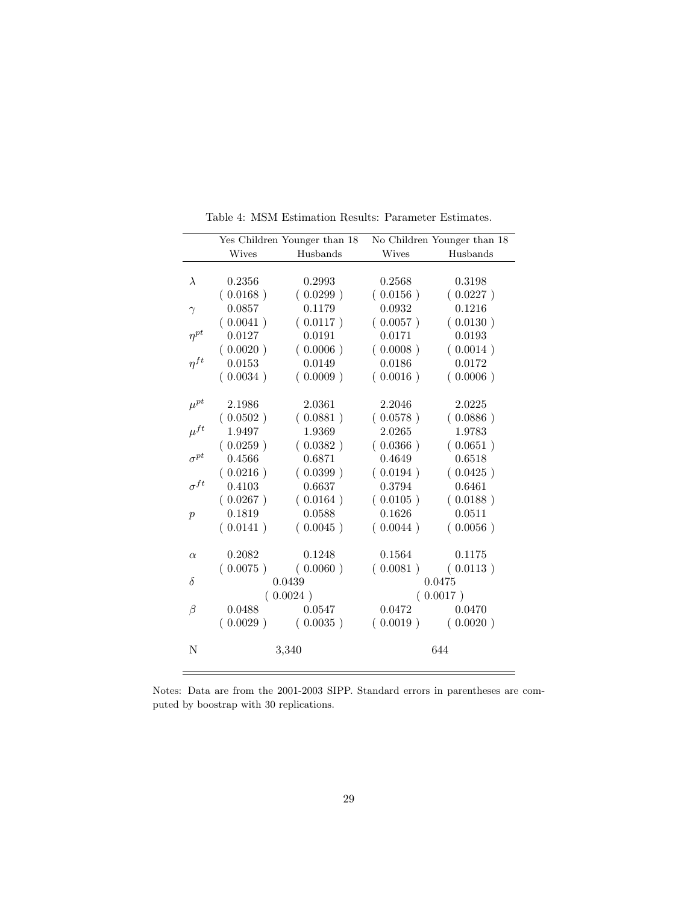Table 4: MSM Estimation Results: Parameter Estimates.

| | Yes Children Younger than 18 | | No Children Younger than 18 | |
|---|---|---|---|---|
| | Wives | Husbands | Wives | Husbands |
| $\lambda$ | 0.2356 | 0.2993 | 0.2568 | 0.3198 |
| | ( 0.0168 ) | ( 0.0299 ) | ( 0.0156 ) | ( 0.0227 ) |
| $\gamma$ | 0.0857 | 0.1179 | 0.0932 | 0.1216 |
| | ( 0.0041 ) | ( 0.0117 ) | ( 0.0057 ) | ( 0.0130 ) |
| $\eta^{pt}$ | 0.0127 | 0.0191 | 0.0171 | 0.0193 |
| | ( 0.0020 ) | ( 0.0006 ) | ( 0.0008 ) | ( 0.0014 ) |
| $\eta^{ft}$ | 0.0153 | 0.0149 | 0.0186 | 0.0172 |
| | ( 0.0034 ) | ( 0.0009 ) | ( 0.0016 ) | ( 0.0006 ) |
| $\mu^{pt}$ | 2.1986 | 2.0361 | 2.2046 | 2.0225 |
| | ( 0.0502 ) | ( 0.0881 ) | ( 0.0578 ) | ( 0.0886 ) |
| $\mu^{ft}$ | 1.9497 | 1.9369 | 2.0265 | 1.9783 |
| | ( 0.0259 ) | ( 0.0382 ) | ( 0.0366 ) | ( 0.0651 ) |
| $\sigma^{pt}$ | 0.4566 | 0.6871 | 0.4649 | 0.6518 |
| | ( 0.0216 ) | ( 0.0399 ) | ( 0.0194 ) | ( 0.0425 ) |
| $\sigma^{ft}$ | 0.4103 | 0.6637 | 0.3794 | 0.6461 |
| | ( 0.0267 ) | ( 0.0164 ) | ( 0.0105 ) | ( 0.0188 ) |
| $p$ | 0.1819 | 0.0588 | 0.1626 | 0.0511 |
| | ( 0.0141 ) | ( 0.0045 ) | ( 0.0044 ) | ( 0.0056 ) |
| $\alpha$ | 0.2082 | 0.1248 | 0.1564 | 0.1175 |
| | ( 0.0075 ) | ( 0.0060 ) | ( 0.0081 ) | ( 0.0113 ) |
| $\delta$ | 0.0439 | | 0.0475 | |
| | ( 0.0024 ) | | ( 0.0017 ) | |
| $\beta$ | 0.0488 | 0.0547 | 0.0472 | 0.0470 |
| | ( 0.0029 ) | ( 0.0035 ) | ( 0.0019 ) | ( 0.0020 ) |
| N | 3,340 | | 644 | |

Notes: Data are from the 2001-2003 SIPP. Standard errors in parentheses are computed by boostrap with 30 replications.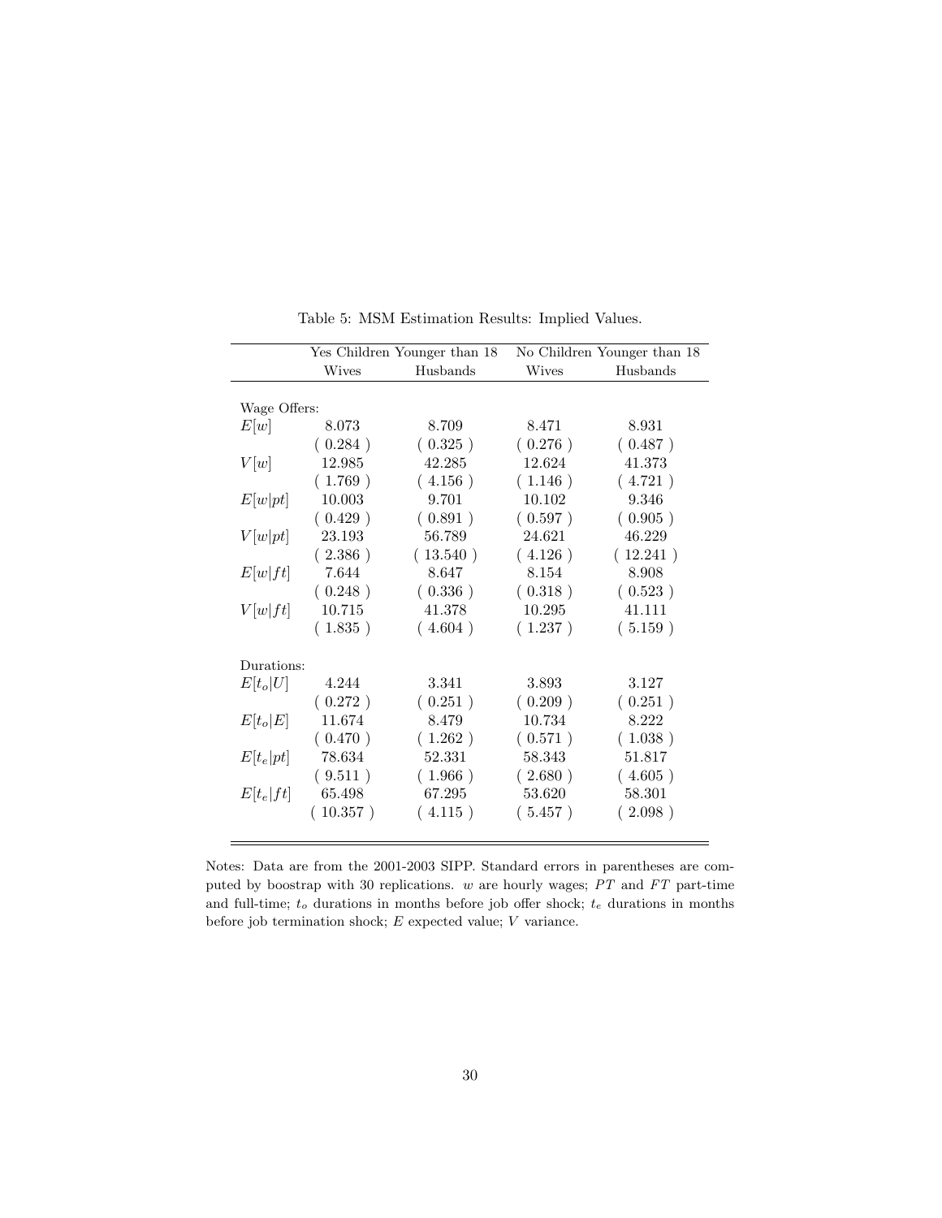Table 5: MSM Estimation Results: Implied Values.

| | Yes Children Younger than 18 | | No Children Younger than 18 | |
|---|---|---|---|---|
| | Wives | Husbands | Wives | Husbands |
| Wage Offers: | | | | |
| $E[w]$ | 8.073 | 8.709 | 8.471 | 8.931 |
| | ( 0.284 ) | ( 0.325 ) | ( 0.276 ) | ( 0.487 ) |
| $V[w]$ | 12.985 | 42.285 | 12.624 | 41.373 |
| | ( 1.769 ) | ( 4.156 ) | ( 1.146 ) | ( 4.721 ) |
| $E[w\|pt]$ | 10.003 | 9.701 | 10.102 | 9.346 |
| | ( 0.429 ) | ( 0.891 ) | ( 0.597 ) | ( 0.905 ) |
| $V[w\|pt]$ | 23.193 | 56.789 | 24.621 | 46.229 |
| | ( 2.386 ) | ( 13.540 ) | ( 4.126 ) | ( 12.241 ) |
| $E[w\|ft]$ | 7.644 | 8.647 | 8.154 | 8.908 |
| | ( 0.248 ) | ( 0.336 ) | ( 0.318 ) | ( 0.523 ) |
| $V[w\|ft]$ | 10.715 | 41.378 | 10.295 | 41.111 |
| | ( 1.835 ) | ( 4.604 ) | ( 1.237 ) | ( 5.159 ) |
| Durations: | | | | |
| $E[t_o\|U]$ | 4.244 | 3.341 | 3.893 | 3.127 |
| | ( 0.272 ) | ( 0.251 ) | ( 0.209 ) | ( 0.251 ) |
| $E[t_o\|E]$ | 11.674 | 8.479 | 10.734 | 8.222 |
| | ( 0.470 ) | ( 1.262 ) | ( 0.571 ) | ( 1.038 ) |
| $E[t_e\|pt]$ | 78.634 | 52.331 | 58.343 | 51.817 |
| | ( 9.511 ) | ( 1.966 ) | ( 2.680 ) | ( 4.605 ) |
| $E[t_e\|ft]$ | 65.498 | 67.295 | 53.620 | 58.301 |
| | ( 10.357 ) | ( 4.115 ) | ( 5.457 ) | ( 2.098 ) |

Notes: Data are from the 2001-2003 SIPP. Standard errors in parentheses are computed by boostrap with 30 replications. $w$ are hourly wages; $PT$ and $FT$ part-time and full-time; $t_o$ durations in months before job offer shock; $t_e$ durations in months before job termination shock; $E$ expected value; $V$ variance.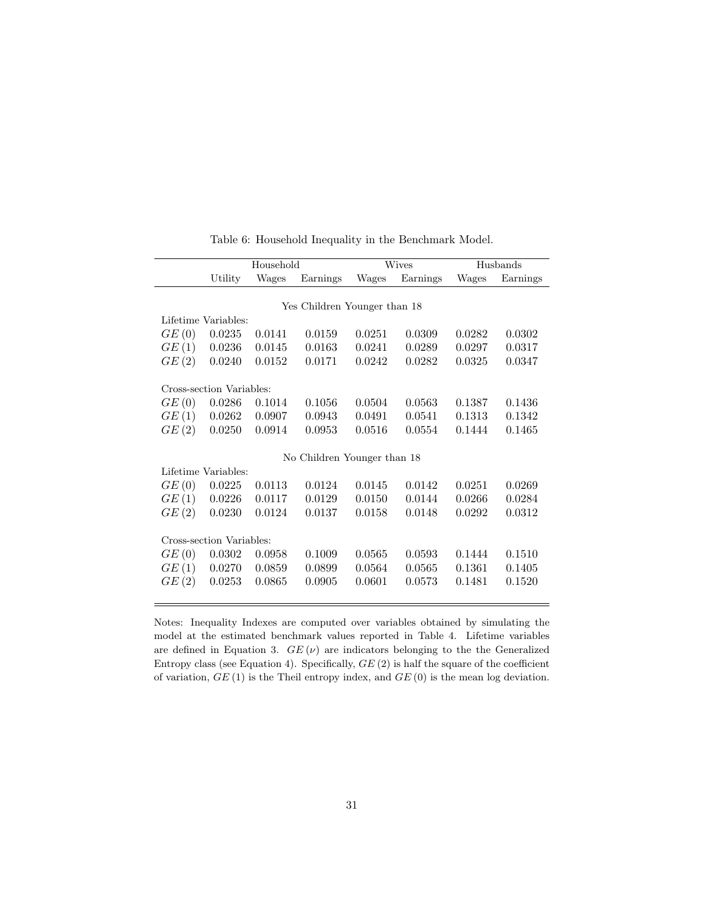Table 6: Household Inequality in the Benchmark Model.

| | Household | | | Wives | | Husbands | |
|---|---|---|---|---|---|---|---|
| | Utility | Wages | Earnings | Wages | Earnings | Wages | Earnings |
| | | | Yes Children Younger than 18 | | | | |
| Lifetime Variables: | | | | | | | |
| $GE(0)$ | 0.0235 | 0.0141 | 0.0159 | 0.0251 | 0.0309 | 0.0282 | 0.0302 |
| $GE(1)$ | 0.0236 | 0.0145 | 0.0163 | 0.0241 | 0.0289 | 0.0297 | 0.0317 |
| $GE(2)$ | 0.0240 | 0.0152 | 0.0171 | 0.0242 | 0.0282 | 0.0325 | 0.0347 |
| Cross-section Variables: | | | | | | | |
| $GE(0)$ | 0.0286 | 0.1014 | 0.1056 | 0.0504 | 0.0563 | 0.1387 | 0.1436 |
| $GE(1)$ | 0.0262 | 0.0907 | 0.0943 | 0.0491 | 0.0541 | 0.1313 | 0.1342 |
| $GE(2)$ | 0.0250 | 0.0914 | 0.0953 | 0.0516 | 0.0554 | 0.1444 | 0.1465 |
| | | | No Children Younger than 18 | | | | |
| Lifetime Variables: | | | | | | | |
| $GE(0)$ | 0.0225 | 0.0113 | 0.0124 | 0.0145 | 0.0142 | 0.0251 | 0.0269 |
| $GE(1)$ | 0.0226 | 0.0117 | 0.0129 | 0.0150 | 0.0144 | 0.0266 | 0.0284 |
| $GE(2)$ | 0.0230 | 0.0124 | 0.0137 | 0.0158 | 0.0148 | 0.0292 | 0.0312 |
| Cross-section Variables: | | | | | | | |
| $GE(0)$ | 0.0302 | 0.0958 | 0.1009 | 0.0565 | 0.0593 | 0.1444 | 0.1510 |
| $GE(1)$ | 0.0270 | 0.0859 | 0.0899 | 0.0564 | 0.0565 | 0.1361 | 0.1405 |
| $GE(2)$ | 0.0253 | 0.0865 | 0.0905 | 0.0601 | 0.0573 | 0.1481 | 0.1520 |

Notes: Inequality Indexes are computed over variables obtained by simulating the model at the estimated benchmark values reported in Table 4. Lifetime variables are defined in Equation 3. $GE(\nu)$ are indicators belonging to the the Generalized Entropy class (see Equation 4). Specifically, $GE(2)$ is half the square of the coefficient of variation, $GE(1)$ is the Theil entropy index, and $GE(0)$ is the mean log deviation.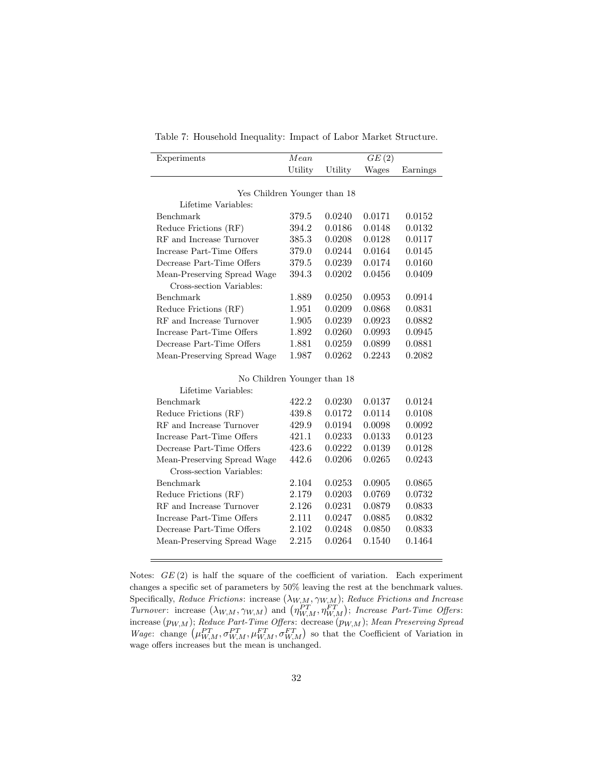Table 7: Household Inequality: Impact of Labor Market Structure.

| Experiments | *Mean* | *GE* (2) | | |
|---|---|---|---|---|
| | Utility | Utility | Wages | Earnings |
| **Yes Children Younger than 18** | | | | |
| Lifetime Variables: | | | | |
| Benchmark | 379.5 | 0.0240 | 0.0171 | 0.0152 |
| Reduce Frictions (RF) | 394.2 | 0.0186 | 0.0148 | 0.0132 |
| RF and Increase Turnover | 385.3 | 0.0208 | 0.0128 | 0.0117 |
| Increase Part-Time Offers | 379.0 | 0.0244 | 0.0164 | 0.0145 |
| Decrease Part-Time Offers | 379.5 | 0.0239 | 0.0174 | 0.0160 |
| Mean-Preserving Spread Wage | 394.3 | 0.0202 | 0.0456 | 0.0409 |
| Cross-section Variables: | | | | |
| Benchmark | 1.889 | 0.0250 | 0.0953 | 0.0914 |
| Reduce Frictions (RF) | 1.951 | 0.0209 | 0.0868 | 0.0831 |
| RF and Increase Turnover | 1.905 | 0.0239 | 0.0923 | 0.0882 |
| Increase Part-Time Offers | 1.892 | 0.0260 | 0.0993 | 0.0945 |
| Decrease Part-Time Offers | 1.881 | 0.0259 | 0.0899 | 0.0881 |
| Mean-Preserving Spread Wage | 1.987 | 0.0262 | 0.2243 | 0.2082 |
| **No Children Younger than 18** | | | | |
| Lifetime Variables: | | | | |
| Benchmark | 422.2 | 0.0230 | 0.0137 | 0.0124 |
| Reduce Frictions (RF) | 439.8 | 0.0172 | 0.0114 | 0.0108 |
| RF and Increase Turnover | 429.9 | 0.0194 | 0.0098 | 0.0092 |
| Increase Part-Time Offers | 421.1 | 0.0233 | 0.0133 | 0.0123 |
| Decrease Part-Time Offers | 423.6 | 0.0222 | 0.0139 | 0.0128 |
| Mean-Preserving Spread Wage | 442.6 | 0.0206 | 0.0265 | 0.0243 |
| Cross-section Variables: | | | | |
| Benchmark | 2.104 | 0.0253 | 0.0905 | 0.0865 |
| Reduce Frictions (RF) | 2.179 | 0.0203 | 0.0769 | 0.0732 |
| RF and Increase Turnover | 2.126 | 0.0231 | 0.0879 | 0.0833 |
| Increase Part-Time Offers | 2.111 | 0.0247 | 0.0885 | 0.0832 |
| Decrease Part-Time Offers | 2.102 | 0.0248 | 0.0850 | 0.0833 |
| Mean-Preserving Spread Wage | 2.215 | 0.0264 | 0.1540 | 0.1464 |

Notes: $GE(2)$ is half the square of the coefficient of variation. Each experiment changes a specific set of parameters by 50% leaving the rest at the benchmark values. Specifically, *Reduce Frictions*: increase $(\lambda_{W,M}, \gamma_{W,M})$; *Reduce Frictions and Increase Turnover*: increase $(\lambda_{W,M}, \gamma_{W,M})$ and $(\eta^{PT}_{W,M}, \eta^{FT}_{W,M})$; *Increase Part-Time Offers*: increase $(p_{W,M})$; *Reduce Part-Time Offers*: decrease $(p_{W,M})$; *Mean Preserving Spread Wage*: change $(\mu^{PT}_{W,M}, \sigma^{PT}_{W,M}, \mu^{FT}_{W,M}, \sigma^{FT}_{W,M})$ so that the Coefficient of Variation in wage offers increases but the mean is unchanged.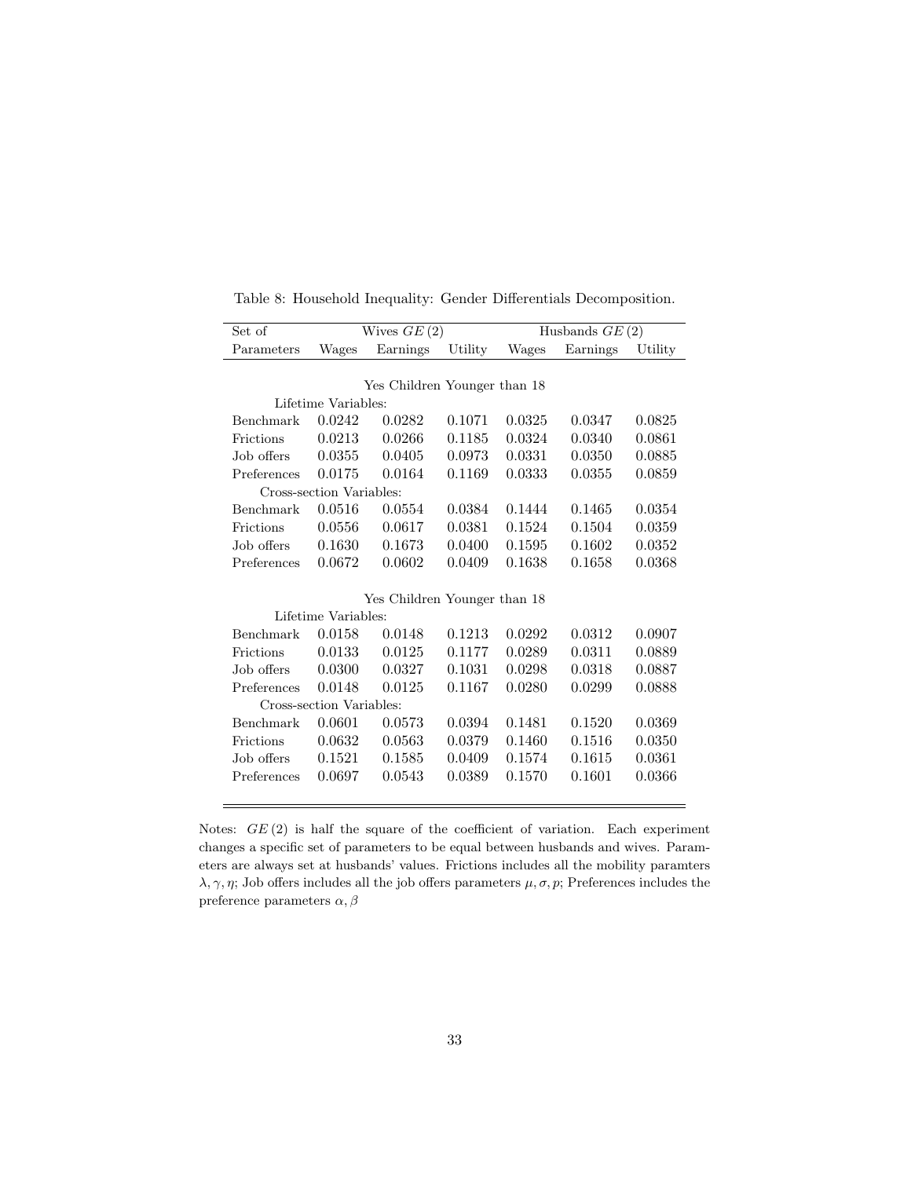Table 8: Household Inequality: Gender Differentials Decomposition.

| Set of Parameters | Wives $GE(2)$ Wages | Wives $GE(2)$ Earnings | Wives $GE(2)$ Utility | Husbands $GE(2)$ Wages | Husbands $GE(2)$ Earnings | Husbands $GE(2)$ Utility |
|---|---|---|---|---|---|---|
| Yes Children Younger than 18 | | | | | | |
| Lifetime Variables: | | | | | | |
| Benchmark | 0.0242 | 0.0282 | 0.1071 | 0.0325 | 0.0347 | 0.0825 |
| Frictions | 0.0213 | 0.0266 | 0.1185 | 0.0324 | 0.0340 | 0.0861 |
| Job offers | 0.0355 | 0.0405 | 0.0973 | 0.0331 | 0.0350 | 0.0885 |
| Preferences | 0.0175 | 0.0164 | 0.1169 | 0.0333 | 0.0355 | 0.0859 |
| Cross-section Variables: | | | | | | |
| Benchmark | 0.0516 | 0.0554 | 0.0384 | 0.1444 | 0.1465 | 0.0354 |
| Frictions | 0.0556 | 0.0617 | 0.0381 | 0.1524 | 0.1504 | 0.0359 |
| Job offers | 0.1630 | 0.1673 | 0.0400 | 0.1595 | 0.1602 | 0.0352 |
| Preferences | 0.0672 | 0.0602 | 0.0409 | 0.1638 | 0.1658 | 0.0368 |
| Yes Children Younger than 18 | | | | | | |
| Lifetime Variables: | | | | | | |
| Benchmark | 0.0158 | 0.0148 | 0.1213 | 0.0292 | 0.0312 | 0.0907 |
| Frictions | 0.0133 | 0.0125 | 0.1177 | 0.0289 | 0.0311 | 0.0889 |
| Job offers | 0.0300 | 0.0327 | 0.1031 | 0.0298 | 0.0318 | 0.0887 |
| Preferences | 0.0148 | 0.0125 | 0.1167 | 0.0280 | 0.0299 | 0.0888 |
| Cross-section Variables: | | | | | | |
| Benchmark | 0.0601 | 0.0573 | 0.0394 | 0.1481 | 0.1520 | 0.0369 |
| Frictions | 0.0632 | 0.0563 | 0.0379 | 0.1460 | 0.1516 | 0.0350 |
| Job offers | 0.1521 | 0.1585 | 0.0409 | 0.1574 | 0.1615 | 0.0361 |
| Preferences | 0.0697 | 0.0543 | 0.0389 | 0.1570 | 0.1601 | 0.0366 |

Notes: $GE(2)$ is half the square of the coefficient of variation. Each experiment changes a specific set of parameters to be equal between husbands and wives. Parameters are always set at husbands' values. Frictions includes all the mobility paramters $\lambda, \gamma, \eta$; Job offers includes all the job offers parameters $\mu, \sigma, p$; Preferences includes the preference parameters $\alpha, \beta$